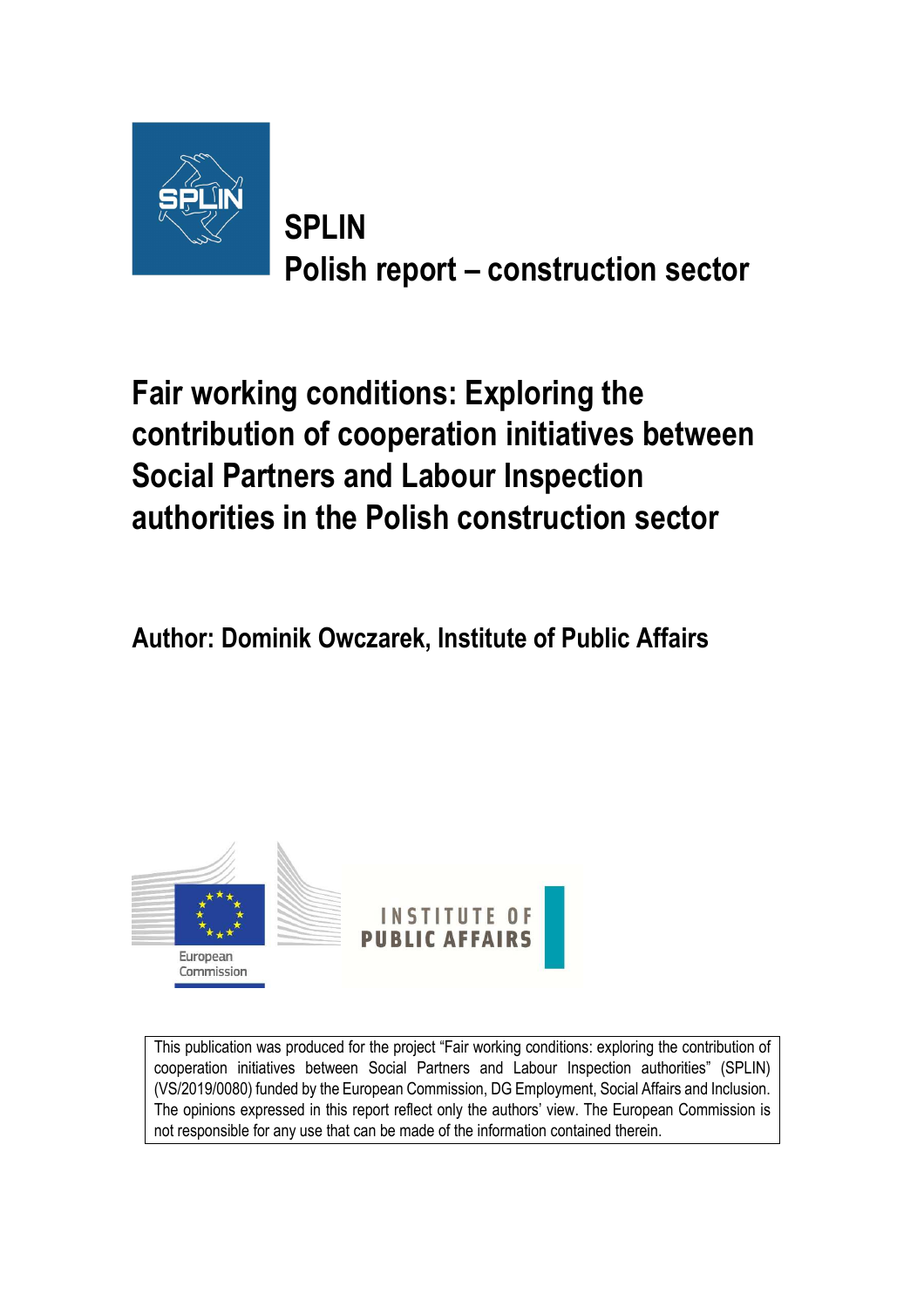# SPLIN
# Polish report – construction sector

## Fair working conditions: Exploring the contribution of cooperation initiatives between Social Partners and Labour Inspection authorities in the Polish construction sector

**Author: Dominik Owczarek, Institute of Public Affairs**

This publication was produced for the project "Fair working conditions: exploring the contribution of cooperation initiatives between Social Partners and Labour Inspection authorities" (SPLIN) (VS/2019/0080) funded by the European Commission, DG Employment, Social Affairs and Inclusion. The opinions expressed in this report reflect only the authors' view. The European Commission is not responsible for any use that can be made of the information contained therein.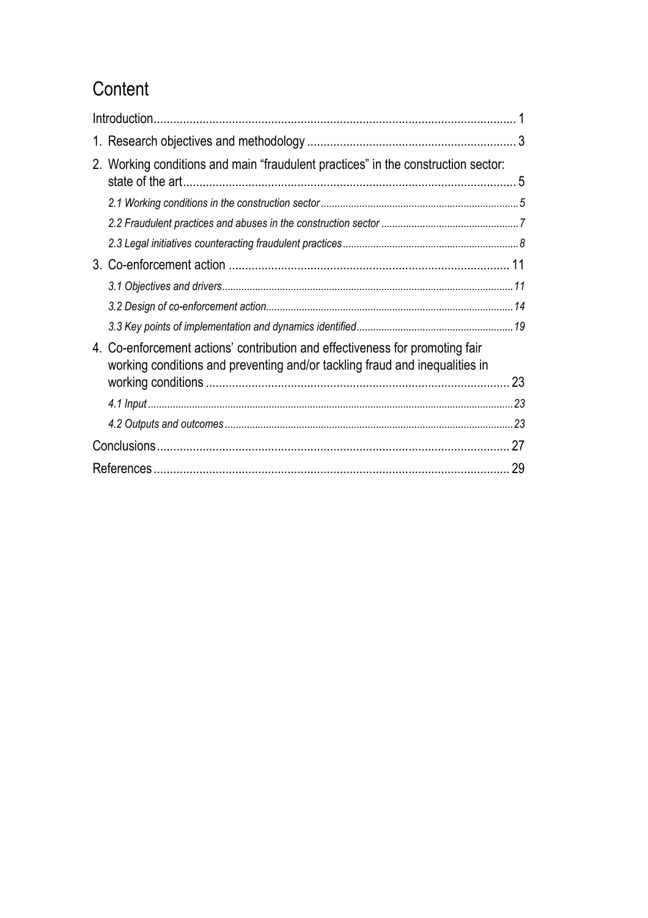# Content

Introduction ..... 1

1. Research objectives and methodology ..... 3
2. Working conditions and main "fraudulent practices" in the construction sector: state of the art ..... 5
   - *2.1 Working conditions in the construction sector* ..... *5*
   - *2.2 Fraudulent practices and abuses in the construction sector* ..... *7*
   - *2.3 Legal initiatives counteracting fraudulent practices* ..... *8*
3. Co-enforcement action ..... 11
   - *3.1 Objectives and drivers* ..... *11*
   - *3.2 Design of co-enforcement action* ..... *14*
   - *3.3 Key points of implementation and dynamics identified* ..... *19*
4. Co-enforcement actions' contribution and effectiveness for promoting fair working conditions and preventing and/or tackling fraud and inequalities in working conditions ..... 23
   - *4.1 Input* ..... *23*
   - *4.2 Outputs and outcomes* ..... *23*

Conclusions ..... 27

References ..... 29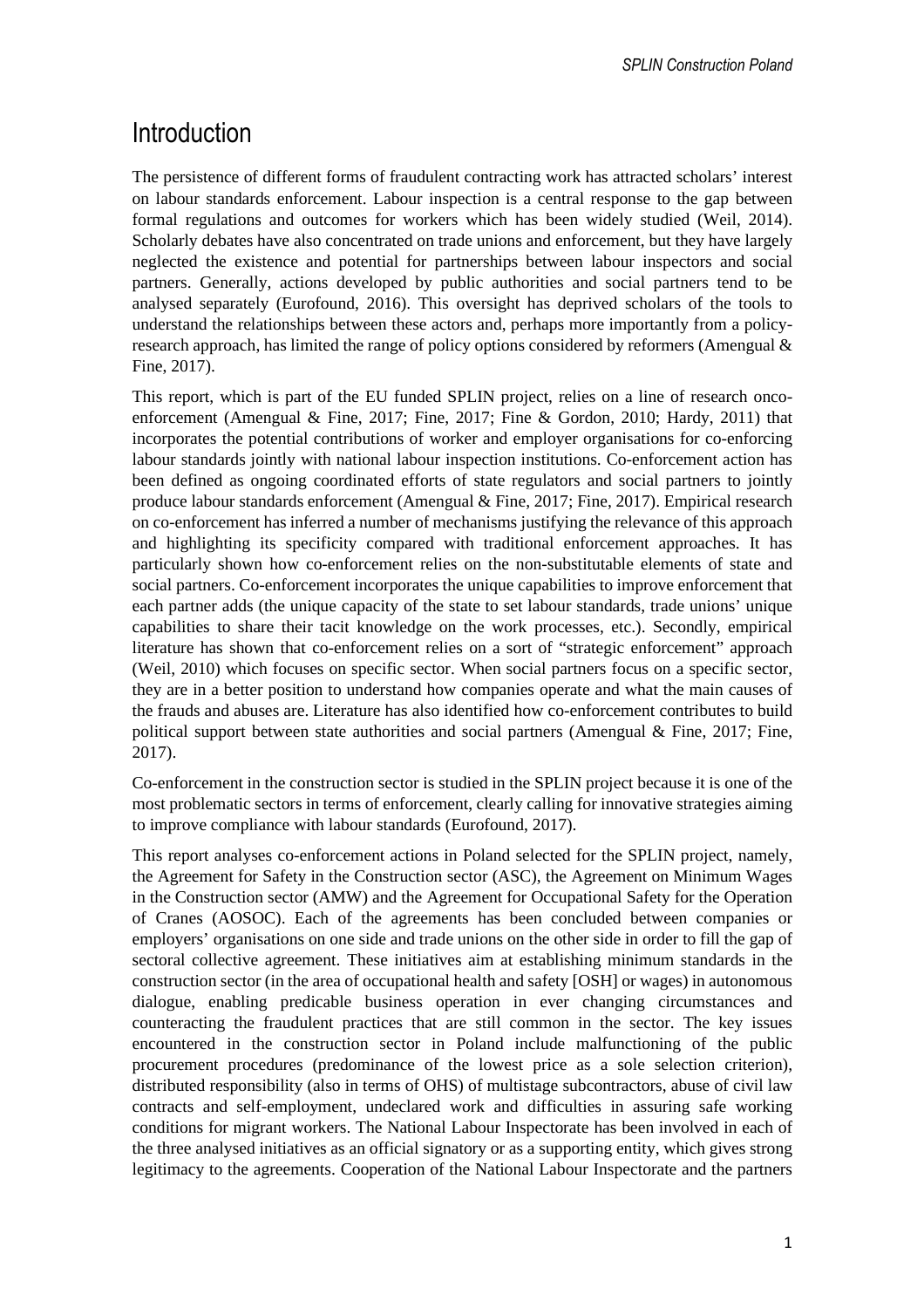# Introduction

The persistence of different forms of fraudulent contracting work has attracted scholars' interest on labour standards enforcement. Labour inspection is a central response to the gap between formal regulations and outcomes for workers which has been widely studied (Weil, 2014). Scholarly debates have also concentrated on trade unions and enforcement, but they have largely neglected the existence and potential for partnerships between labour inspectors and social partners. Generally, actions developed by public authorities and social partners tend to be analysed separately (Eurofound, 2016). This oversight has deprived scholars of the tools to understand the relationships between these actors and, perhaps more importantly from a policy-research approach, has limited the range of policy options considered by reformers (Amengual & Fine, 2017).

This report, which is part of the EU funded SPLIN project, relies on a line of research onco-enforcement (Amengual & Fine, 2017; Fine, 2017; Fine & Gordon, 2010; Hardy, 2011) that incorporates the potential contributions of worker and employer organisations for co-enforcing labour standards jointly with national labour inspection institutions. Co-enforcement action has been defined as ongoing coordinated efforts of state regulators and social partners to jointly produce labour standards enforcement (Amengual & Fine, 2017; Fine, 2017). Empirical research on co-enforcement has inferred a number of mechanisms justifying the relevance of this approach and highlighting its specificity compared with traditional enforcement approaches. It has particularly shown how co-enforcement relies on the non-substitutable elements of state and social partners. Co-enforcement incorporates the unique capabilities to improve enforcement that each partner adds (the unique capacity of the state to set labour standards, trade unions' unique capabilities to share their tacit knowledge on the work processes, etc.). Secondly, empirical literature has shown that co-enforcement relies on a sort of "strategic enforcement" approach (Weil, 2010) which focuses on specific sector. When social partners focus on a specific sector, they are in a better position to understand how companies operate and what the main causes of the frauds and abuses are. Literature has also identified how co-enforcement contributes to build political support between state authorities and social partners (Amengual & Fine, 2017; Fine, 2017).

Co-enforcement in the construction sector is studied in the SPLIN project because it is one of the most problematic sectors in terms of enforcement, clearly calling for innovative strategies aiming to improve compliance with labour standards (Eurofound, 2017).

This report analyses co-enforcement actions in Poland selected for the SPLIN project, namely, the Agreement for Safety in the Construction sector (ASC), the Agreement on Minimum Wages in the Construction sector (AMW) and the Agreement for Occupational Safety for the Operation of Cranes (AOSOC). Each of the agreements has been concluded between companies or employers' organisations on one side and trade unions on the other side in order to fill the gap of sectoral collective agreement. These initiatives aim at establishing minimum standards in the construction sector (in the area of occupational health and safety [OSH] or wages) in autonomous dialogue, enabling predicable business operation in ever changing circumstances and counteracting the fraudulent practices that are still common in the sector. The key issues encountered in the construction sector in Poland include malfunctioning of the public procurement procedures (predominance of the lowest price as a sole selection criterion), distributed responsibility (also in terms of OHS) of multistage subcontractors, abuse of civil law contracts and self-employment, undeclared work and difficulties in assuring safe working conditions for migrant workers. The National Labour Inspectorate has been involved in each of the three analysed initiatives as an official signatory or as a supporting entity, which gives strong legitimacy to the agreements. Cooperation of the National Labour Inspectorate and the partners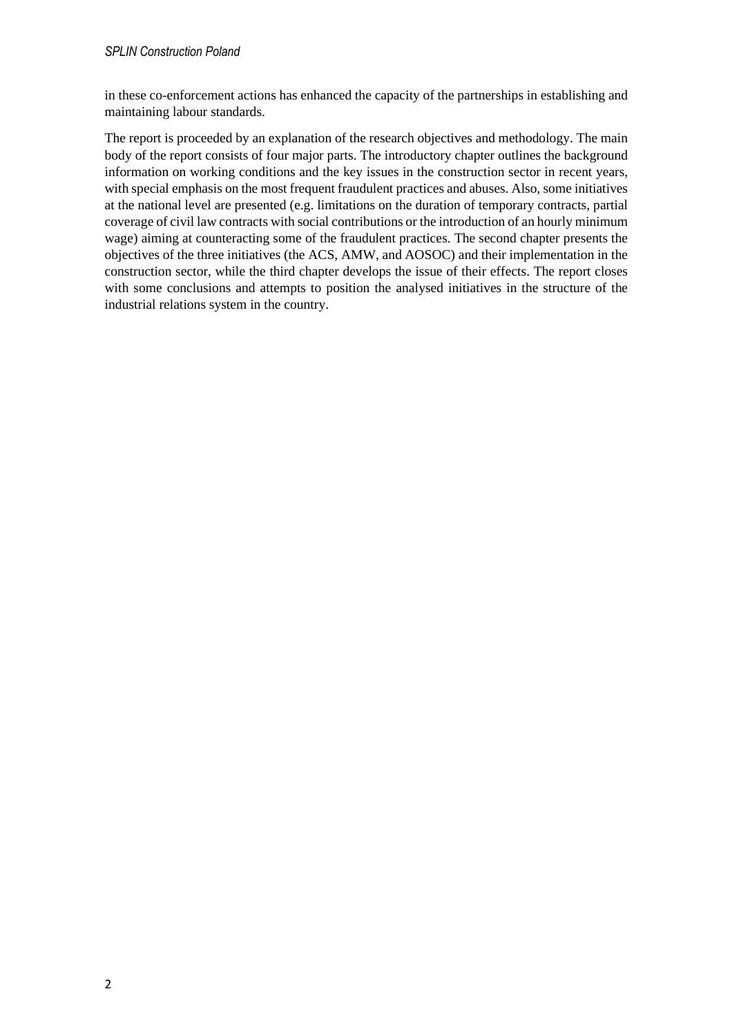in these co-enforcement actions has enhanced the capacity of the partnerships in establishing and maintaining labour standards.

The report is proceeded by an explanation of the research objectives and methodology. The main body of the report consists of four major parts. The introductory chapter outlines the background information on working conditions and the key issues in the construction sector in recent years, with special emphasis on the most frequent fraudulent practices and abuses. Also, some initiatives at the national level are presented (e.g. limitations on the duration of temporary contracts, partial coverage of civil law contracts with social contributions or the introduction of an hourly minimum wage) aiming at counteracting some of the fraudulent practices. The second chapter presents the objectives of the three initiatives (the ACS, AMW, and AOSOC) and their implementation in the construction sector, while the third chapter develops the issue of their effects. The report closes with some conclusions and attempts to position the analysed initiatives in the structure of the industrial relations system in the country.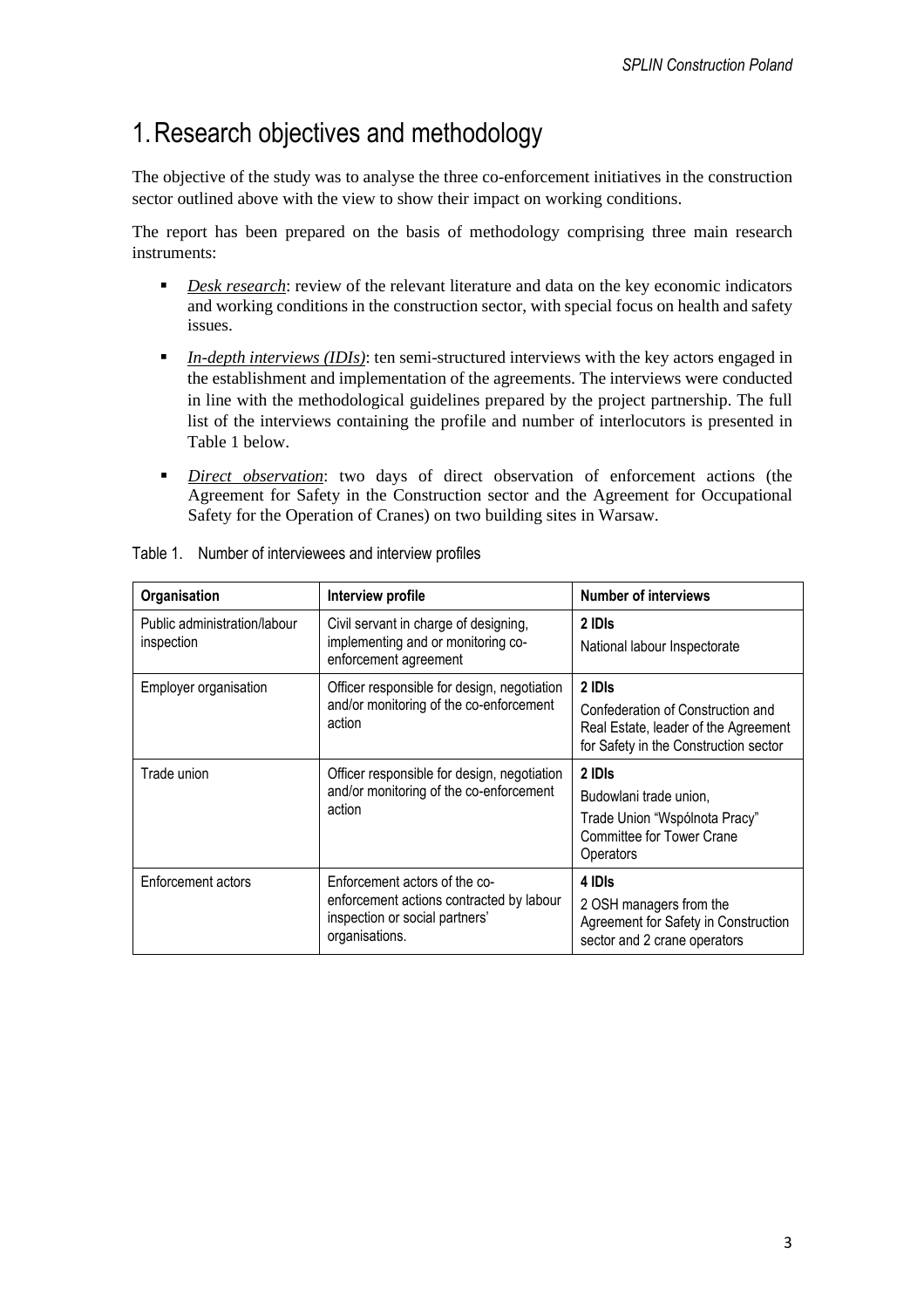# 1. Research objectives and methodology

The objective of the study was to analyse the three co-enforcement initiatives in the construction sector outlined above with the view to show their impact on working conditions.

The report has been prepared on the basis of methodology comprising three main research instruments:

- *Desk research*: review of the relevant literature and data on the key economic indicators and working conditions in the construction sector, with special focus on health and safety issues.
- *In-depth interviews (IDIs)*: ten semi-structured interviews with the key actors engaged in the establishment and implementation of the agreements. The interviews were conducted in line with the methodological guidelines prepared by the project partnership. The full list of the interviews containing the profile and number of interlocutors is presented in Table 1 below.
- *Direct observation*: two days of direct observation of enforcement actions (the Agreement for Safety in the Construction sector and the Agreement for Occupational Safety for the Operation of Cranes) on two building sites in Warsaw.

Table 1. Number of interviewees and interview profiles

| Organisation | Interview profile | Number of interviews |
| --- | --- | --- |
| Public administration/labour inspection | Civil servant in charge of designing, implementing and or monitoring co-enforcement agreement | **2 IDIs**<br>National labour Inspectorate |
| Employer organisation | Officer responsible for design, negotiation and/or monitoring of the co-enforcement action | **2 IDIs**<br>Confederation of Construction and Real Estate, leader of the Agreement for Safety in the Construction sector |
| Trade union | Officer responsible for design, negotiation and/or monitoring of the co-enforcement action | **2 IDIs**<br>Budowlani trade union,<br>Trade Union "Wspólnota Pracy" Committee for Tower Crane Operators |
| Enforcement actors | Enforcement actors of the co-enforcement actions contracted by labour inspection or social partners' organisations. | **4 IDIs**<br>2 OSH managers from the Agreement for Safety in Construction sector and 2 crane operators |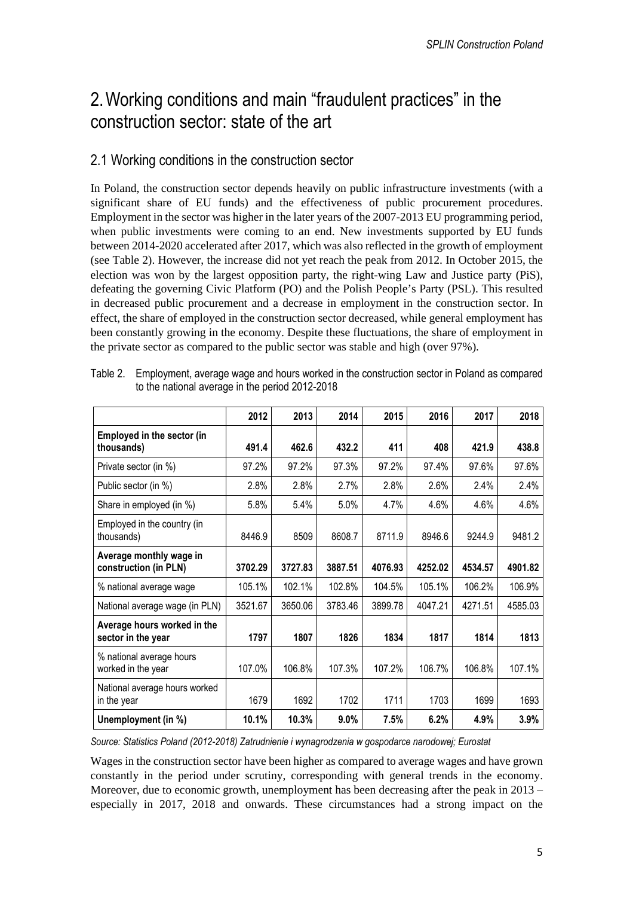# 2. Working conditions and main "fraudulent practices" in the construction sector: state of the art

## 2.1 Working conditions in the construction sector

In Poland, the construction sector depends heavily on public infrastructure investments (with a significant share of EU funds) and the effectiveness of public procurement procedures. Employment in the sector was higher in the later years of the 2007-2013 EU programming period, when public investments were coming to an end. New investments supported by EU funds between 2014-2020 accelerated after 2017, which was also reflected in the growth of employment (see Table 2). However, the increase did not yet reach the peak from 2012. In October 2015, the election was won by the largest opposition party, the right-wing Law and Justice party (PiS), defeating the governing Civic Platform (PO) and the Polish People's Party (PSL). This resulted in decreased public procurement and a decrease in employment in the construction sector. In effect, the share of employed in the construction sector decreased, while general employment has been constantly growing in the economy. Despite these fluctuations, the share of employment in the private sector as compared to the public sector was stable and high (over 97%).

Table 2. Employment, average wage and hours worked in the construction sector in Poland as compared to the national average in the period 2012-2018

| | 2012 | 2013 | 2014 | 2015 | 2016 | 2017 | 2018 |
|---|---|---|---|---|---|---|---|
| **Employed in the sector (in thousands)** | **491.4** | **462.6** | **432.2** | **411** | **408** | **421.9** | **438.8** |
| Private sector (in %) | 97.2% | 97.2% | 97.3% | 97.2% | 97.4% | 97.6% | 97.6% |
| Public sector (in %) | 2.8% | 2.8% | 2.7% | 2.8% | 2.6% | 2.4% | 2.4% |
| Share in employed (in %) | 5.8% | 5.4% | 5.0% | 4.7% | 4.6% | 4.6% | 4.6% |
| Employed in the country (in thousands) | 8446.9 | 8509 | 8608.7 | 8711.9 | 8946.6 | 9244.9 | 9481.2 |
| **Average monthly wage in construction (in PLN)** | **3702.29** | **3727.83** | **3887.51** | **4076.93** | **4252.02** | **4534.57** | **4901.82** |
| % national average wage | 105.1% | 102.1% | 102.8% | 104.5% | 105.1% | 106.2% | 106.9% |
| National average wage (in PLN) | 3521.67 | 3650.06 | 3783.46 | 3899.78 | 4047.21 | 4271.51 | 4585.03 |
| **Average hours worked in the sector in the year** | **1797** | **1807** | **1826** | **1834** | **1817** | **1814** | **1813** |
| % national average hours worked in the year | 107.0% | 106.8% | 107.3% | 107.2% | 106.7% | 106.8% | 107.1% |
| National average hours worked in the year | 1679 | 1692 | 1702 | 1711 | 1703 | 1699 | 1693 |
| **Unemployment (in %)** | **10.1%** | **10.3%** | **9.0%** | **7.5%** | **6.2%** | **4.9%** | **3.9%** |

*Source: Statistics Poland (2012-2018) Zatrudnienie i wynagrodzenia w gospodarce narodowej; Eurostat*

Wages in the construction sector have been higher as compared to average wages and have grown constantly in the period under scrutiny, corresponding with general trends in the economy. Moreover, due to economic growth, unemployment has been decreasing after the peak in 2013 – especially in 2017, 2018 and onwards. These circumstances had a strong impact on the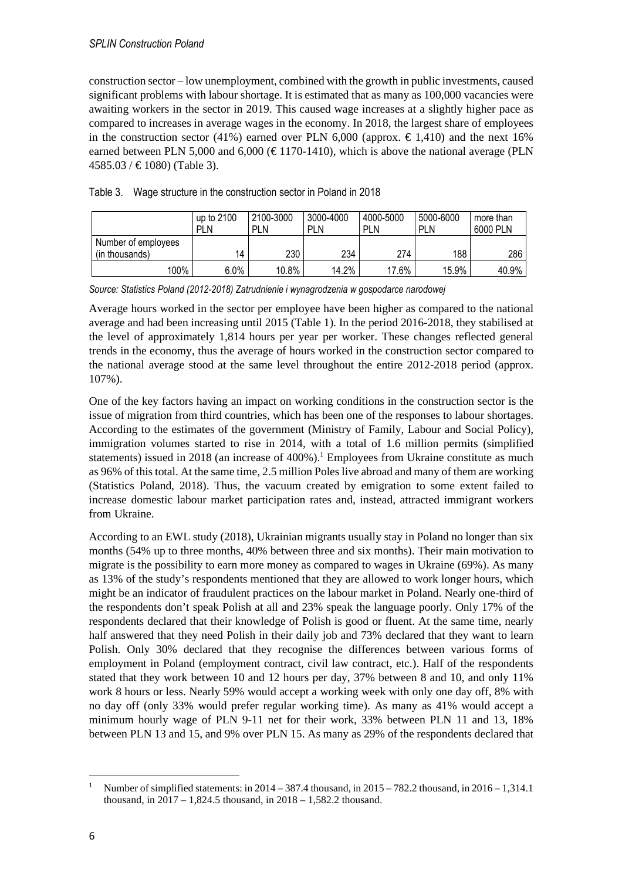construction sector – low unemployment, combined with the growth in public investments, caused significant problems with labour shortage. It is estimated that as many as 100,000 vacancies were awaiting workers in the sector in 2019. This caused wage increases at a slightly higher pace as compared to increases in average wages in the economy. In 2018, the largest share of employees in the construction sector (41%) earned over PLN 6,000 (approx. € 1,410) and the next 16% earned between PLN 5,000 and 6,000 (€ 1170-1410), which is above the national average (PLN 4585.03 / € 1080) (Table 3).

Table 3. Wage structure in the construction sector in Poland in 2018

| | up to 2100 PLN | 2100-3000 PLN | 3000-4000 PLN | 4000-5000 PLN | 5000-6000 PLN | more than 6000 PLN |
|---|---|---|---|---|---|---|
| Number of employees (in thousands) | 14 | 230 | 234 | 274 | 188 | 286 |
| 100% | 6.0% | 10.8% | 14.2% | 17.6% | 15.9% | 40.9% |

*Source: Statistics Poland (2012-2018) Zatrudnienie i wynagrodzenia w gospodarce narodowej*

Average hours worked in the sector per employee have been higher as compared to the national average and had been increasing until 2015 (Table 1). In the period 2016-2018, they stabilised at the level of approximately 1,814 hours per year per worker. These changes reflected general trends in the economy, thus the average of hours worked in the construction sector compared to the national average stood at the same level throughout the entire 2012-2018 period (approx. 107%).

One of the key factors having an impact on working conditions in the construction sector is the issue of migration from third countries, which has been one of the responses to labour shortages. According to the estimates of the government (Ministry of Family, Labour and Social Policy), immigration volumes started to rise in 2014, with a total of 1.6 million permits (simplified statements) issued in 2018 (an increase of 400%).[1] Employees from Ukraine constitute as much as 96% of this total. At the same time, 2.5 million Poles live abroad and many of them are working (Statistics Poland, 2018). Thus, the vacuum created by emigration to some extent failed to increase domestic labour market participation rates and, instead, attracted immigrant workers from Ukraine.

According to an EWL study (2018), Ukrainian migrants usually stay in Poland no longer than six months (54% up to three months, 40% between three and six months). Their main motivation to migrate is the possibility to earn more money as compared to wages in Ukraine (69%). As many as 13% of the study's respondents mentioned that they are allowed to work longer hours, which might be an indicator of fraudulent practices on the labour market in Poland. Nearly one-third of the respondents don't speak Polish at all and 23% speak the language poorly. Only 17% of the respondents declared that their knowledge of Polish is good or fluent. At the same time, nearly half answered that they need Polish in their daily job and 73% declared that they want to learn Polish. Only 30% declared that they recognise the differences between various forms of employment in Poland (employment contract, civil law contract, etc.). Half of the respondents stated that they work between 10 and 12 hours per day, 37% between 8 and 10, and only 11% work 8 hours or less. Nearly 59% would accept a working week with only one day off, 8% with no day off (only 33% would prefer regular working time). As many as 41% would accept a minimum hourly wage of PLN 9-11 net for their work, 33% between PLN 11 and 13, 18% between PLN 13 and 15, and 9% over PLN 15. As many as 29% of the respondents declared that

[1] Number of simplified statements: in 2014 – 387.4 thousand, in 2015 – 782.2 thousand, in 2016 – 1,314.1 thousand, in 2017 – 1,824.5 thousand, in 2018 – 1,582.2 thousand.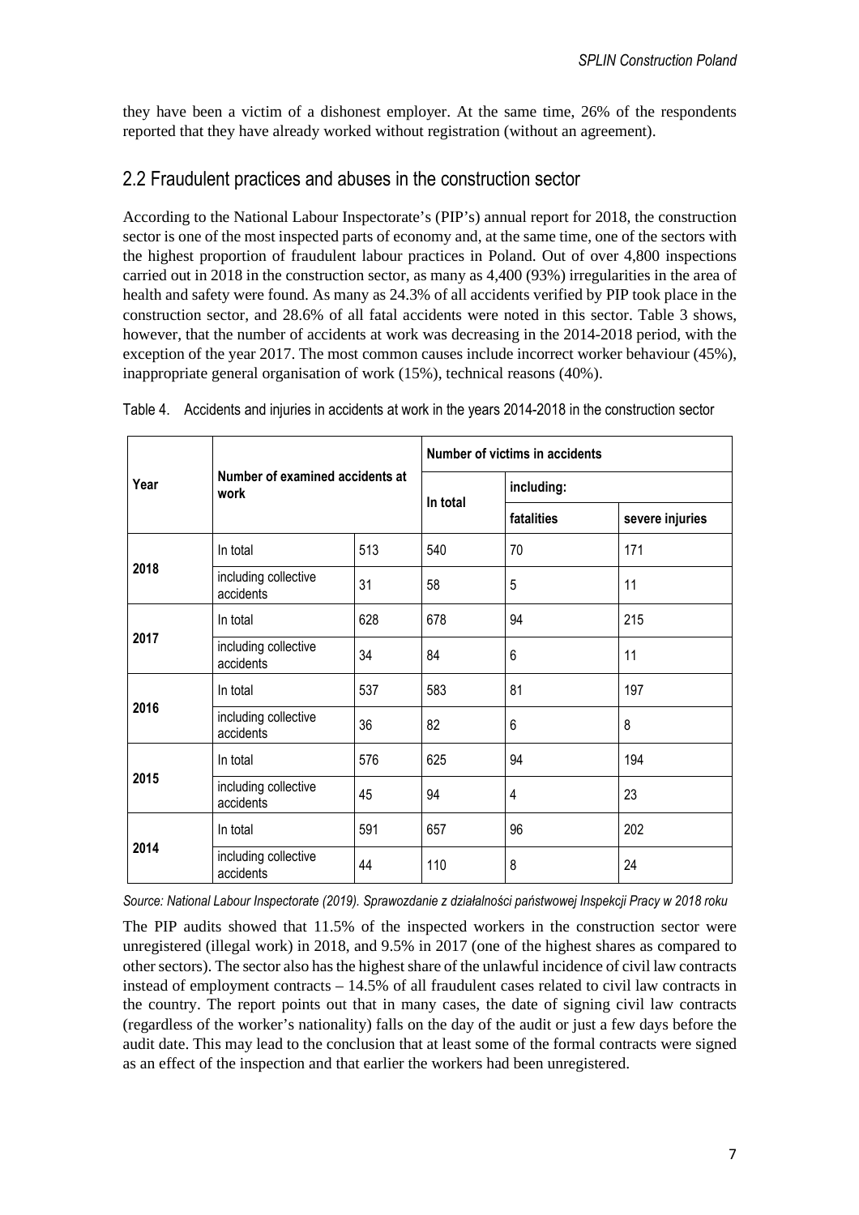they have been a victim of a dishonest employer. At the same time, 26% of the respondents reported that they have already worked without registration (without an agreement).

## 2.2 Fraudulent practices and abuses in the construction sector

According to the National Labour Inspectorate's (PIP's) annual report for 2018, the construction sector is one of the most inspected parts of economy and, at the same time, one of the sectors with the highest proportion of fraudulent labour practices in Poland. Out of over 4,800 inspections carried out in 2018 in the construction sector, as many as 4,400 (93%) irregularities in the area of health and safety were found. As many as 24.3% of all accidents verified by PIP took place in the construction sector, and 28.6% of all fatal accidents were noted in this sector. Table 3 shows, however, that the number of accidents at work was decreasing in the 2014-2018 period, with the exception of the year 2017. The most common causes include incorrect worker behaviour (45%), inappropriate general organisation of work (15%), technical reasons (40%).

Table 4. Accidents and injuries in accidents at work in the years 2014-2018 in the construction sector

| Year | Number of examined accidents at work | | Number of victims in accidents | | |
|---|---|---|---|---|---|
| | | | In total | including: | |
| | | | | fatalities | severe injuries |
| 2018 | In total | 513 | 540 | 70 | 171 |
| | including collective accidents | 31 | 58 | 5 | 11 |
| 2017 | In total | 628 | 678 | 94 | 215 |
| | including collective accidents | 34 | 84 | 6 | 11 |
| 2016 | In total | 537 | 583 | 81 | 197 |
| | including collective accidents | 36 | 82 | 6 | 8 |
| 2015 | In total | 576 | 625 | 94 | 194 |
| | including collective accidents | 45 | 94 | 4 | 23 |
| 2014 | In total | 591 | 657 | 96 | 202 |
| | including collective accidents | 44 | 110 | 8 | 24 |

*Source: National Labour Inspectorate (2019). Sprawozdanie z działalności państwowej Inspekcji Pracy w 2018 roku*

The PIP audits showed that 11.5% of the inspected workers in the construction sector were unregistered (illegal work) in 2018, and 9.5% in 2017 (one of the highest shares as compared to other sectors). The sector also has the highest share of the unlawful incidence of civil law contracts instead of employment contracts – 14.5% of all fraudulent cases related to civil law contracts in the country. The report points out that in many cases, the date of signing civil law contracts (regardless of the worker's nationality) falls on the day of the audit or just a few days before the audit date. This may lead to the conclusion that at least some of the formal contracts were signed as an effect of the inspection and that earlier the workers had been unregistered.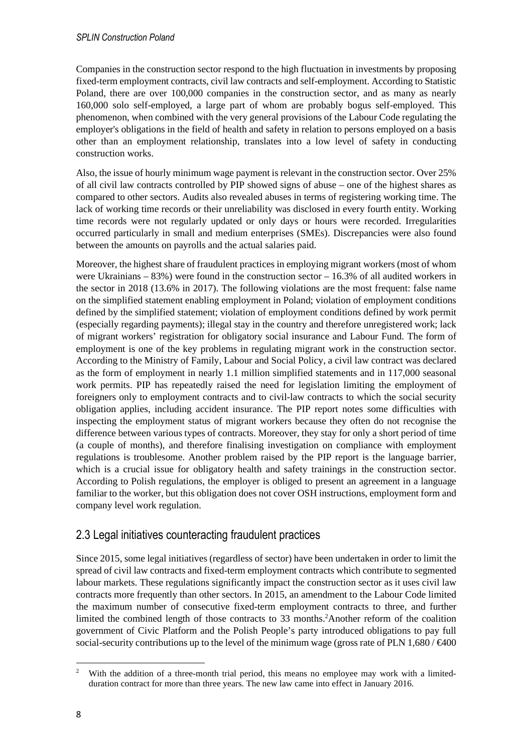Companies in the construction sector respond to the high fluctuation in investments by proposing fixed-term employment contracts, civil law contracts and self-employment. According to Statistic Poland, there are over 100,000 companies in the construction sector, and as many as nearly 160,000 solo self-employed, a large part of whom are probably bogus self-employed. This phenomenon, when combined with the very general provisions of the Labour Code regulating the employer's obligations in the field of health and safety in relation to persons employed on a basis other than an employment relationship, translates into a low level of safety in conducting construction works.

Also, the issue of hourly minimum wage payment is relevant in the construction sector. Over 25% of all civil law contracts controlled by PIP showed signs of abuse – one of the highest shares as compared to other sectors. Audits also revealed abuses in terms of registering working time. The lack of working time records or their unreliability was disclosed in every fourth entity. Working time records were not regularly updated or only days or hours were recorded. Irregularities occurred particularly in small and medium enterprises (SMEs). Discrepancies were also found between the amounts on payrolls and the actual salaries paid.

Moreover, the highest share of fraudulent practices in employing migrant workers (most of whom were Ukrainians – 83%) were found in the construction sector – 16.3% of all audited workers in the sector in 2018 (13.6% in 2017). The following violations are the most frequent: false name on the simplified statement enabling employment in Poland; violation of employment conditions defined by the simplified statement; violation of employment conditions defined by work permit (especially regarding payments); illegal stay in the country and therefore unregistered work; lack of migrant workers' registration for obligatory social insurance and Labour Fund. The form of employment is one of the key problems in regulating migrant work in the construction sector. According to the Ministry of Family, Labour and Social Policy, a civil law contract was declared as the form of employment in nearly 1.1 million simplified statements and in 117,000 seasonal work permits. PIP has repeatedly raised the need for legislation limiting the employment of foreigners only to employment contracts and to civil-law contracts to which the social security obligation applies, including accident insurance. The PIP report notes some difficulties with inspecting the employment status of migrant workers because they often do not recognise the difference between various types of contracts. Moreover, they stay for only a short period of time (a couple of months), and therefore finalising investigation on compliance with employment regulations is troublesome. Another problem raised by the PIP report is the language barrier, which is a crucial issue for obligatory health and safety trainings in the construction sector. According to Polish regulations, the employer is obliged to present an agreement in a language familiar to the worker, but this obligation does not cover OSH instructions, employment form and company level work regulation.

## 2.3 Legal initiatives counteracting fraudulent practices

Since 2015, some legal initiatives (regardless of sector) have been undertaken in order to limit the spread of civil law contracts and fixed-term employment contracts which contribute to segmented labour markets. These regulations significantly impact the construction sector as it uses civil law contracts more frequently than other sectors. In 2015, an amendment to the Labour Code limited the maximum number of consecutive fixed-term employment contracts to three, and further limited the combined length of those contracts to 33 months.[2] Another reform of the coalition government of Civic Platform and the Polish People's party introduced obligations to pay full social-security contributions up to the level of the minimum wage (gross rate of PLN 1,680 / €400

---

[2] With the addition of a three-month trial period, this means no employee may work with a limited-duration contract for more than three years. The new law came into effect in January 2016.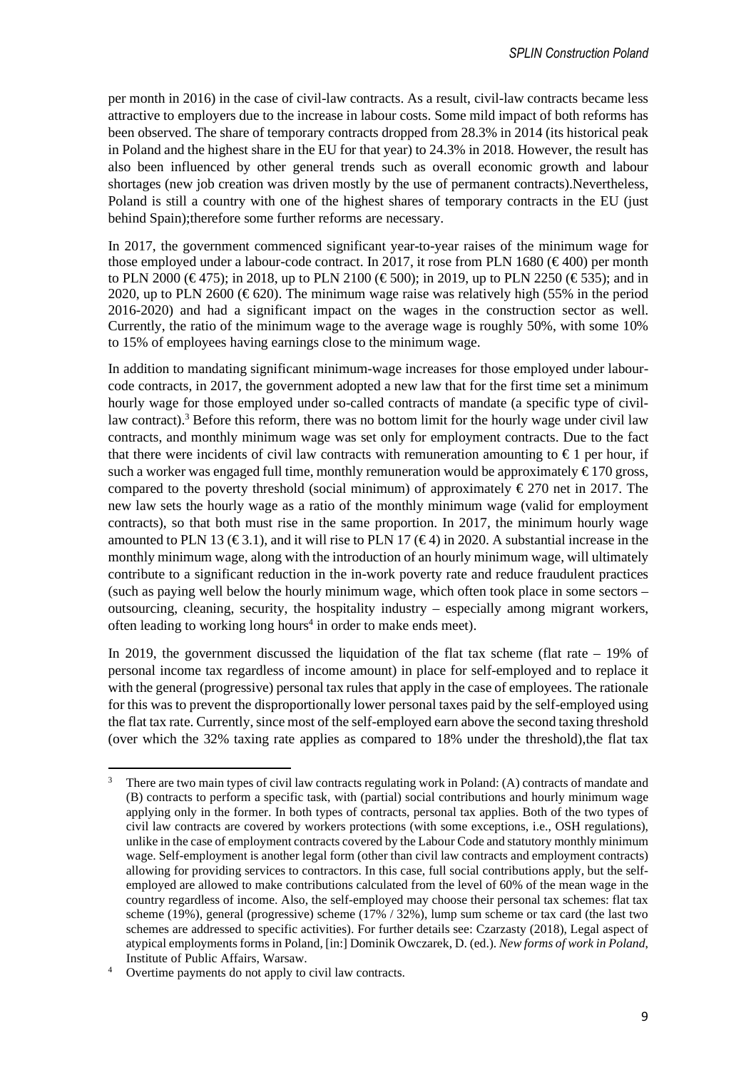per month in 2016) in the case of civil-law contracts. As a result, civil-law contracts became less attractive to employers due to the increase in labour costs. Some mild impact of both reforms has been observed. The share of temporary contracts dropped from 28.3% in 2014 (its historical peak in Poland and the highest share in the EU for that year) to 24.3% in 2018. However, the result has also been influenced by other general trends such as overall economic growth and labour shortages (new job creation was driven mostly by the use of permanent contracts).Nevertheless, Poland is still a country with one of the highest shares of temporary contracts in the EU (just behind Spain);therefore some further reforms are necessary.

In 2017, the government commenced significant year-to-year raises of the minimum wage for those employed under a labour-code contract. In 2017, it rose from PLN 1680 (€ 400) per month to PLN 2000 (€ 475); in 2018, up to PLN 2100 (€ 500); in 2019, up to PLN 2250 (€ 535); and in 2020, up to PLN 2600 (€ 620). The minimum wage raise was relatively high (55% in the period 2016-2020) and had a significant impact on the wages in the construction sector as well. Currently, the ratio of the minimum wage to the average wage is roughly 50%, with some 10% to 15% of employees having earnings close to the minimum wage.

In addition to mandating significant minimum-wage increases for those employed under labour-code contracts, in 2017, the government adopted a new law that for the first time set a minimum hourly wage for those employed under so-called contracts of mandate (a specific type of civil-law contract).[3] Before this reform, there was no bottom limit for the hourly wage under civil law contracts, and monthly minimum wage was set only for employment contracts. Due to the fact that there were incidents of civil law contracts with remuneration amounting to € 1 per hour, if such a worker was engaged full time, monthly remuneration would be approximately € 170 gross, compared to the poverty threshold (social minimum) of approximately € 270 net in 2017. The new law sets the hourly wage as a ratio of the monthly minimum wage (valid for employment contracts), so that both must rise in the same proportion. In 2017, the minimum hourly wage amounted to PLN 13 (€ 3.1), and it will rise to PLN 17 (€ 4) in 2020. A substantial increase in the monthly minimum wage, along with the introduction of an hourly minimum wage, will ultimately contribute to a significant reduction in the in-work poverty rate and reduce fraudulent practices (such as paying well below the hourly minimum wage, which often took place in some sectors – outsourcing, cleaning, security, the hospitality industry – especially among migrant workers, often leading to working long hours[4] in order to make ends meet).

In 2019, the government discussed the liquidation of the flat tax scheme (flat rate – 19% of personal income tax regardless of income amount) in place for self-employed and to replace it with the general (progressive) personal tax rules that apply in the case of employees. The rationale for this was to prevent the disproportionally lower personal taxes paid by the self-employed using the flat tax rate. Currently, since most of the self-employed earn above the second taxing threshold (over which the 32% taxing rate applies as compared to 18% under the threshold),the flat tax

---

[3] There are two main types of civil law contracts regulating work in Poland: (A) contracts of mandate and (B) contracts to perform a specific task, with (partial) social contributions and hourly minimum wage applying only in the former. In both types of contracts, personal tax applies. Both of the two types of civil law contracts are covered by workers protections (with some exceptions, i.e., OSH regulations), unlike in the case of employment contracts covered by the Labour Code and statutory monthly minimum wage. Self-employment is another legal form (other than civil law contracts and employment contracts) allowing for providing services to contractors. In this case, full social contributions apply, but the self-employed are allowed to make contributions calculated from the level of 60% of the mean wage in the country regardless of income. Also, the self-employed may choose their personal tax schemes: flat tax scheme (19%), general (progressive) scheme (17% / 32%), lump sum scheme or tax card (the last two schemes are addressed to specific activities). For further details see: Czarzasty (2018), Legal aspect of atypical employments forms in Poland, [in:] Dominik Owczarek, D. (ed.). *New forms of work in Poland*, Institute of Public Affairs, Warsaw.

[4] Overtime payments do not apply to civil law contracts.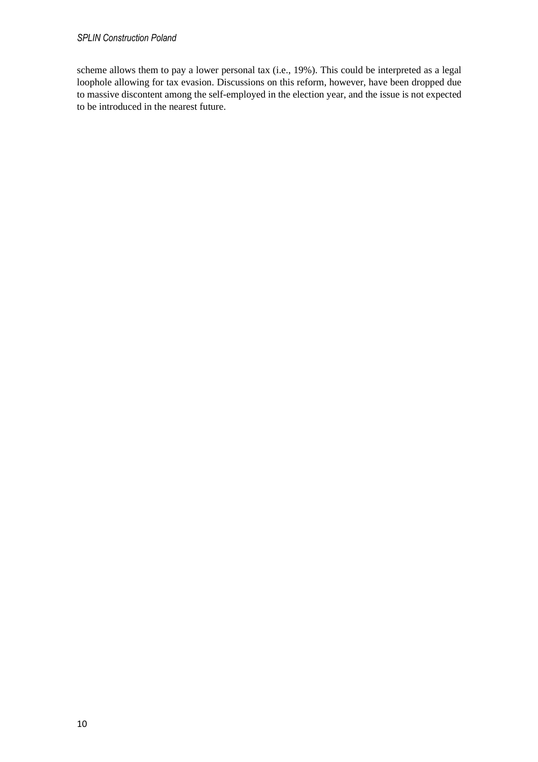scheme allows them to pay a lower personal tax (i.e., 19%). This could be interpreted as a legal loophole allowing for tax evasion. Discussions on this reform, however, have been dropped due to massive discontent among the self-employed in the election year, and the issue is not expected to be introduced in the nearest future.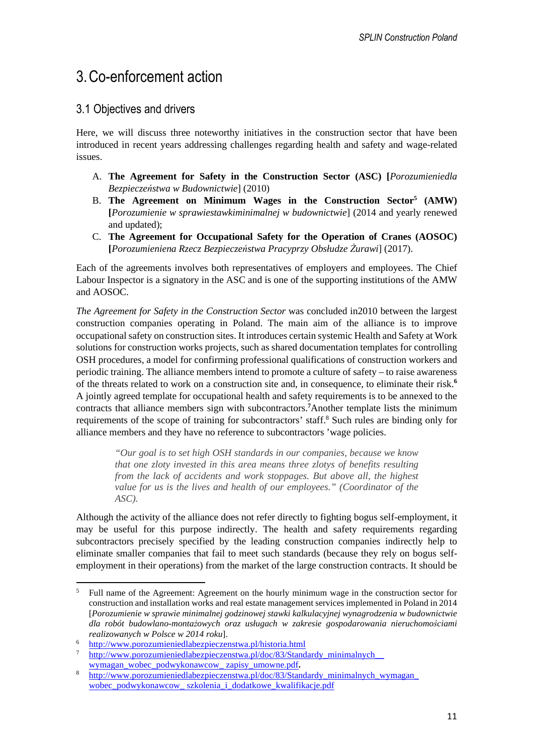# 3. Co-enforcement action

## 3.1 Objectives and drivers

Here, we will discuss three noteworthy initiatives in the construction sector that have been introduced in recent years addressing challenges regarding health and safety and wage-related issues.

A. **The Agreement for Safety in the Construction Sector (ASC) [***Porozumieniedla Bezpieczeństwa w Budownictwie*] (2010)
B. **The Agreement on Minimum Wages in the Construction Sector**[5] **(AMW) [***Porozumienie w sprawiestawkiminimalnej w budownictwie*] (2014 and yearly renewed and updated);
C. **The Agreement for Occupational Safety for the Operation of Cranes (AOSOC) [***Porozumieniena Rzecz Bezpieczeństwa Pracyprzy Obsłudze Żurawi*] (2017).

Each of the agreements involves both representatives of employers and employees. The Chief Labour Inspector is a signatory in the ASC and is one of the supporting institutions of the AMW and AOSOC.

*The Agreement for Safety in the Construction Sector* was concluded in2010 between the largest construction companies operating in Poland. The main aim of the alliance is to improve occupational safety on construction sites. It introduces certain systemic Health and Safety at Work solutions for construction works projects, such as shared documentation templates for controlling OSH procedures, a model for confirming professional qualifications of construction workers and periodic training. The alliance members intend to promote a culture of safety – to raise awareness of the threats related to work on a construction site and, in consequence, to eliminate their risk.[6] A jointly agreed template for occupational health and safety requirements is to be annexed to the contracts that alliance members sign with subcontractors.[7]Another template lists the minimum requirements of the scope of training for subcontractors' staff.[8] Such rules are binding only for alliance members and they have no reference to subcontractors 'wage policies.

> *"Our goal is to set high OSH standards in our companies, because we know that one zloty invested in this area means three zlotys of benefits resulting from the lack of accidents and work stoppages. But above all, the highest value for us is the lives and health of our employees." (Coordinator of the ASC).*

Although the activity of the alliance does not refer directly to fighting bogus self-employment, it may be useful for this purpose indirectly. The health and safety requirements regarding subcontractors precisely specified by the leading construction companies indirectly help to eliminate smaller companies that fail to meet such standards (because they rely on bogus self-employment in their operations) from the market of the large construction contracts. It should be

---

[5] Full name of the Agreement: Agreement on the hourly minimum wage in the construction sector for construction and installation works and real estate management services implemented in Poland in 2014 [*Porozumienie w sprawie minimalnej godzinowej stawki kalkulacyjnej wynagrodzenia w budownictwie dla robót budowlano-montażowych oraz usługach w zakresie gospodarowania nieruchomościami realizowanych w Polsce w 2014 roku*].

[6] http://www.porozumieniedlabezpieczenstwa.pl/historia.html

[7] http://www.porozumieniedlabezpieczenstwa.pl/doc/83/Standardy_minimalnych__wymagan_wobec_podwykonawcow_ zapisy_umowne.pdf.

[8] http://www.porozumieniedlabezpieczenstwa.pl/doc/83/Standardy_minimalnych_wymagan_wobec_podwykonawcow_ szkolenia_i_dodatkowe_kwalifikacje.pdf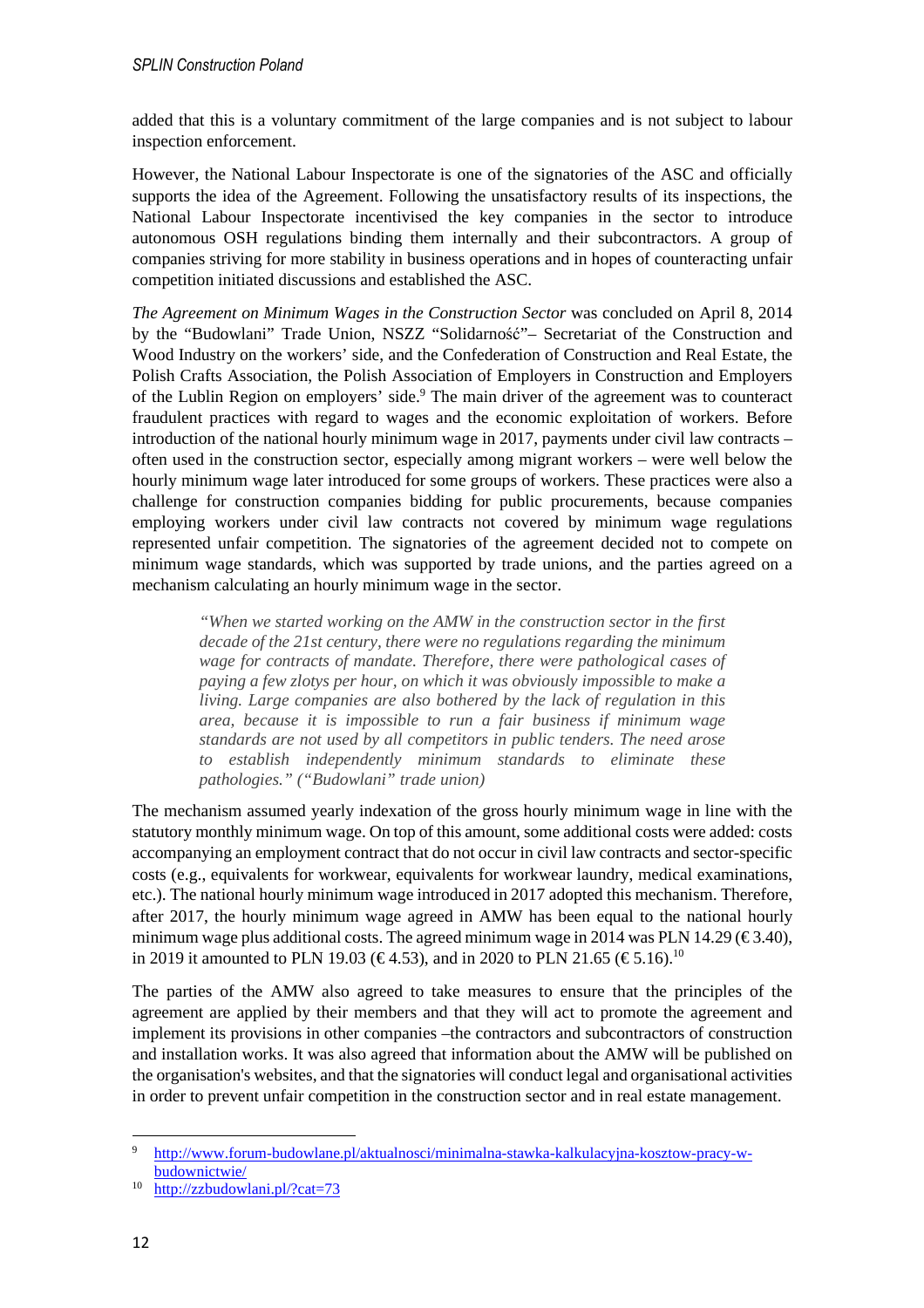added that this is a voluntary commitment of the large companies and is not subject to labour inspection enforcement.

However, the National Labour Inspectorate is one of the signatories of the ASC and officially supports the idea of the Agreement. Following the unsatisfactory results of its inspections, the National Labour Inspectorate incentivised the key companies in the sector to introduce autonomous OSH regulations binding them internally and their subcontractors. A group of companies striving for more stability in business operations and in hopes of counteracting unfair competition initiated discussions and established the ASC.

*The Agreement on Minimum Wages in the Construction Sector* was concluded on April 8, 2014 by the "Budowlani" Trade Union, NSZZ "Solidarność"– Secretariat of the Construction and Wood Industry on the workers' side, and the Confederation of Construction and Real Estate, the Polish Crafts Association, the Polish Association of Employers in Construction and Employers of the Lublin Region on employers' side.[9] The main driver of the agreement was to counteract fraudulent practices with regard to wages and the economic exploitation of workers. Before introduction of the national hourly minimum wage in 2017, payments under civil law contracts – often used in the construction sector, especially among migrant workers – were well below the hourly minimum wage later introduced for some groups of workers. These practices were also a challenge for construction companies bidding for public procurements, because companies employing workers under civil law contracts not covered by minimum wage regulations represented unfair competition. The signatories of the agreement decided not to compete on minimum wage standards, which was supported by trade unions, and the parties agreed on a mechanism calculating an hourly minimum wage in the sector.

> *"When we started working on the AMW in the construction sector in the first decade of the 21st century, there were no regulations regarding the minimum wage for contracts of mandate. Therefore, there were pathological cases of paying a few zlotys per hour, on which it was obviously impossible to make a living. Large companies are also bothered by the lack of regulation in this area, because it is impossible to run a fair business if minimum wage standards are not used by all competitors in public tenders. The need arose to establish independently minimum standards to eliminate these pathologies." ("Budowlani" trade union)*

The mechanism assumed yearly indexation of the gross hourly minimum wage in line with the statutory monthly minimum wage. On top of this amount, some additional costs were added: costs accompanying an employment contract that do not occur in civil law contracts and sector-specific costs (e.g., equivalents for workwear, equivalents for workwear laundry, medical examinations, etc.). The national hourly minimum wage introduced in 2017 adopted this mechanism. Therefore, after 2017, the hourly minimum wage agreed in AMW has been equal to the national hourly minimum wage plus additional costs. The agreed minimum wage in 2014 was PLN 14.29 (€ 3.40), in 2019 it amounted to PLN 19.03 (€ 4.53), and in 2020 to PLN 21.65 (€ 5.16).[10]

The parties of the AMW also agreed to take measures to ensure that the principles of the agreement are applied by their members and that they will act to promote the agreement and implement its provisions in other companies –the contractors and subcontractors of construction and installation works. It was also agreed that information about the AMW will be published on the organisation's websites, and that the signatories will conduct legal and organisational activities in order to prevent unfair competition in the construction sector and in real estate management.

---

[9] http://www.forum-budowlane.pl/aktualnosci/minimalna-stawka-kalkulacyjna-kosztow-pracy-w-budownictwie/

[10] http://zzbudowlani.pl/?cat=73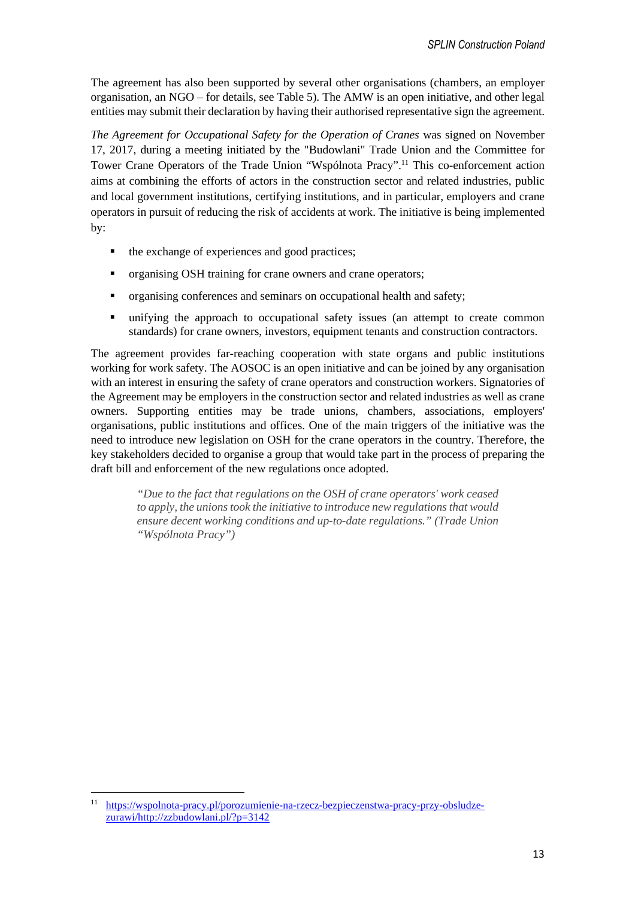The agreement has also been supported by several other organisations (chambers, an employer organisation, an NGO – for details, see Table 5). The AMW is an open initiative, and other legal entities may submit their declaration by having their authorised representative sign the agreement.

*The Agreement for Occupational Safety for the Operation of Cranes* was signed on November 17, 2017, during a meeting initiated by the "Budowlani" Trade Union and the Committee for Tower Crane Operators of the Trade Union "Wspólnota Pracy".[11] This co-enforcement action aims at combining the efforts of actors in the construction sector and related industries, public and local government institutions, certifying institutions, and in particular, employers and crane operators in pursuit of reducing the risk of accidents at work. The initiative is being implemented by:

- the exchange of experiences and good practices;
- organising OSH training for crane owners and crane operators;
- organising conferences and seminars on occupational health and safety;
- unifying the approach to occupational safety issues (an attempt to create common standards) for crane owners, investors, equipment tenants and construction contractors.

The agreement provides far-reaching cooperation with state organs and public institutions working for work safety. The AOSOC is an open initiative and can be joined by any organisation with an interest in ensuring the safety of crane operators and construction workers. Signatories of the Agreement may be employers in the construction sector and related industries as well as crane owners. Supporting entities may be trade unions, chambers, associations, employers' organisations, public institutions and offices. One of the main triggers of the initiative was the need to introduce new legislation on OSH for the crane operators in the country. Therefore, the key stakeholders decided to organise a group that would take part in the process of preparing the draft bill and enforcement of the new regulations once adopted.

> *"Due to the fact that regulations on the OSH of crane operators' work ceased to apply, the unions took the initiative to introduce new regulations that would ensure decent working conditions and up-to-date regulations." (Trade Union "Wspólnota Pracy")*

---

[11] https://wspolnota-pracy.pl/porozumienie-na-rzecz-bezpieczenstwa-pracy-przy-obsludze-zurawi/http://zzbudowlani.pl/?p=3142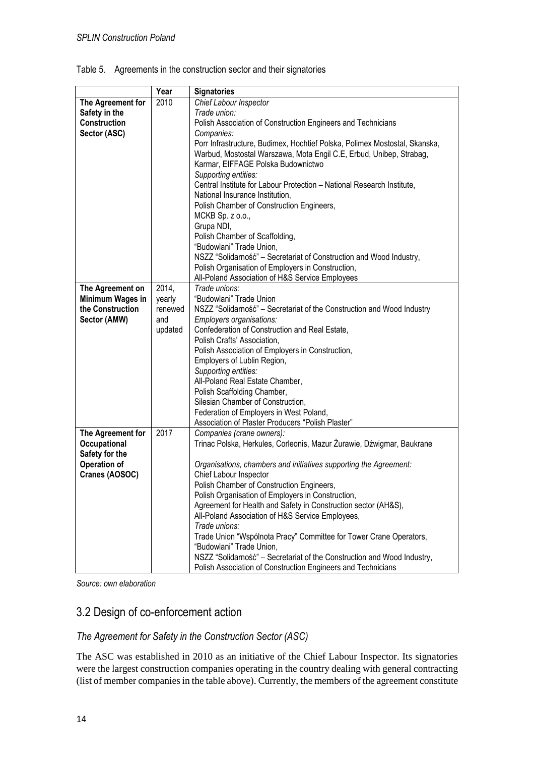Table 5. Agreements in the construction sector and their signatories

| | Year | Signatories |
|---|---|---|
| **The Agreement for Safety in the Construction Sector (ASC)** | 2010 | *Chief Labour Inspector*<br>*Trade union:*<br>Polish Association of Construction Engineers and Technicians<br>*Companies:*<br>Porr Infrastructure, Budimex, Hochtief Polska, Polimex Mostostal, Skanska, Warbud, Mostostal Warszawa, Mota Engil C.E, Erbud, Unibep, Strabag, Karmar, EIFFAGE Polska Budownictwo<br>*Supporting entities:*<br>Central Institute for Labour Protection – National Research Institute,<br>National Insurance Institution,<br>Polish Chamber of Construction Engineers,<br>MCKB Sp. z o.o.,<br>Grupa NDI,<br>Polish Chamber of Scaffolding,<br>"Budowlani" Trade Union,<br>NSZZ "Solidarność" – Secretariat of Construction and Wood Industry,<br>Polish Organisation of Employers in Construction,<br>All-Poland Association of H&S Service Employees |
| **The Agreement on Minimum Wages in the Construction Sector (AMW)** | 2014, yearly renewed and updated | *Trade unions:*<br>"Budowlani" Trade Union<br>NSZZ "Solidarność" – Secretariat of the Construction and Wood Industry<br>*Employers organisations:*<br>Confederation of Construction and Real Estate,<br>Polish Crafts' Association,<br>Polish Association of Employers in Construction,<br>Employers of Lublin Region,<br>*Supporting entities:*<br>All-Poland Real Estate Chamber,<br>Polish Scaffolding Chamber,<br>Silesian Chamber of Construction,<br>Federation of Employers in West Poland,<br>Association of Plaster Producers "Polish Plaster" |
| **The Agreement for Occupational Safety for the Operation of Cranes (AOSOC)** | 2017 | *Companies (crane owners):*<br>Trinac Polska, Herkules, Corleonis, Mazur Żurawie, Dźwigmar, Baukrane<br><br>*Organisations, chambers and initiatives supporting the Agreement:*<br>Chief Labour Inspector<br>Polish Chamber of Construction Engineers,<br>Polish Organisation of Employers in Construction,<br>Agreement for Health and Safety in Construction sector (AH&S),<br>All-Poland Association of H&S Service Employees,<br>*Trade unions:*<br>Trade Union "Wspólnota Pracy" Committee for Tower Crane Operators,<br>"Budowlani" Trade Union,<br>NSZZ "Solidarność" – Secretariat of the Construction and Wood Industry,<br>Polish Association of Construction Engineers and Technicians |

*Source: own elaboration*

## 3.2 Design of co-enforcement action

### *The Agreement for Safety in the Construction Sector (ASC)*

The ASC was established in 2010 as an initiative of the Chief Labour Inspector. Its signatories were the largest construction companies operating in the country dealing with general contracting (list of member companies in the table above). Currently, the members of the agreement constitute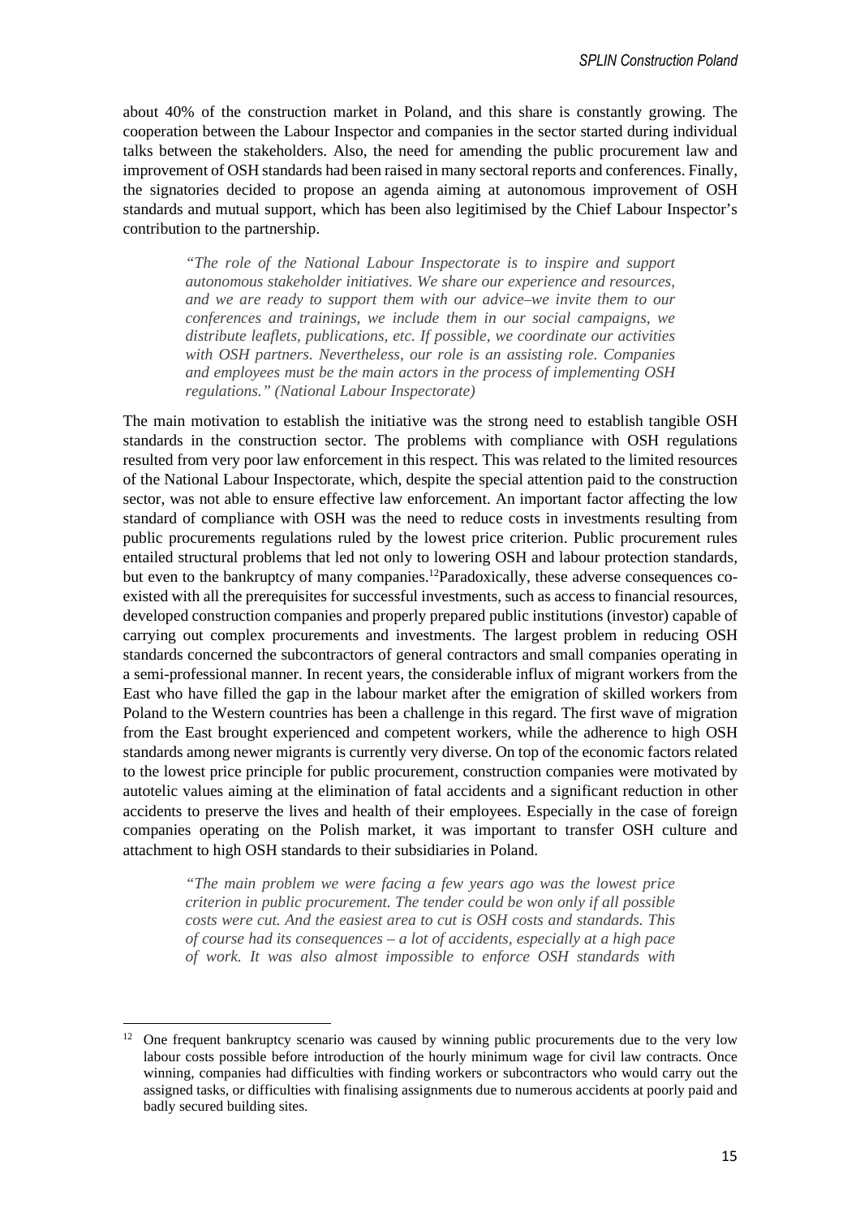about 40% of the construction market in Poland, and this share is constantly growing. The cooperation between the Labour Inspector and companies in the sector started during individual talks between the stakeholders. Also, the need for amending the public procurement law and improvement of OSH standards had been raised in many sectoral reports and conferences. Finally, the signatories decided to propose an agenda aiming at autonomous improvement of OSH standards and mutual support, which has been also legitimised by the Chief Labour Inspector's contribution to the partnership.

> *"The role of the National Labour Inspectorate is to inspire and support autonomous stakeholder initiatives. We share our experience and resources, and we are ready to support them with our advice–we invite them to our conferences and trainings, we include them in our social campaigns, we distribute leaflets, publications, etc. If possible, we coordinate our activities with OSH partners. Nevertheless, our role is an assisting role. Companies and employees must be the main actors in the process of implementing OSH regulations." (National Labour Inspectorate)*

The main motivation to establish the initiative was the strong need to establish tangible OSH standards in the construction sector. The problems with compliance with OSH regulations resulted from very poor law enforcement in this respect. This was related to the limited resources of the National Labour Inspectorate, which, despite the special attention paid to the construction sector, was not able to ensure effective law enforcement. An important factor affecting the low standard of compliance with OSH was the need to reduce costs in investments resulting from public procurements regulations ruled by the lowest price criterion. Public procurement rules entailed structural problems that led not only to lowering OSH and labour protection standards, but even to the bankruptcy of many companies.[12]Paradoxically, these adverse consequences co-existed with all the prerequisites for successful investments, such as access to financial resources, developed construction companies and properly prepared public institutions (investor) capable of carrying out complex procurements and investments. The largest problem in reducing OSH standards concerned the subcontractors of general contractors and small companies operating in a semi-professional manner. In recent years, the considerable influx of migrant workers from the East who have filled the gap in the labour market after the emigration of skilled workers from Poland to the Western countries has been a challenge in this regard. The first wave of migration from the East brought experienced and competent workers, while the adherence to high OSH standards among newer migrants is currently very diverse. On top of the economic factors related to the lowest price principle for public procurement, construction companies were motivated by autotelic values aiming at the elimination of fatal accidents and a significant reduction in other accidents to preserve the lives and health of their employees. Especially in the case of foreign companies operating on the Polish market, it was important to transfer OSH culture and attachment to high OSH standards to their subsidiaries in Poland.

> *"The main problem we were facing a few years ago was the lowest price criterion in public procurement. The tender could be won only if all possible costs were cut. And the easiest area to cut is OSH costs and standards. This of course had its consequences – a lot of accidents, especially at a high pace of work. It was also almost impossible to enforce OSH standards with*

---

[12] One frequent bankruptcy scenario was caused by winning public procurements due to the very low labour costs possible before introduction of the hourly minimum wage for civil law contracts. Once winning, companies had difficulties with finding workers or subcontractors who would carry out the assigned tasks, or difficulties with finalising assignments due to numerous accidents at poorly paid and badly secured building sites.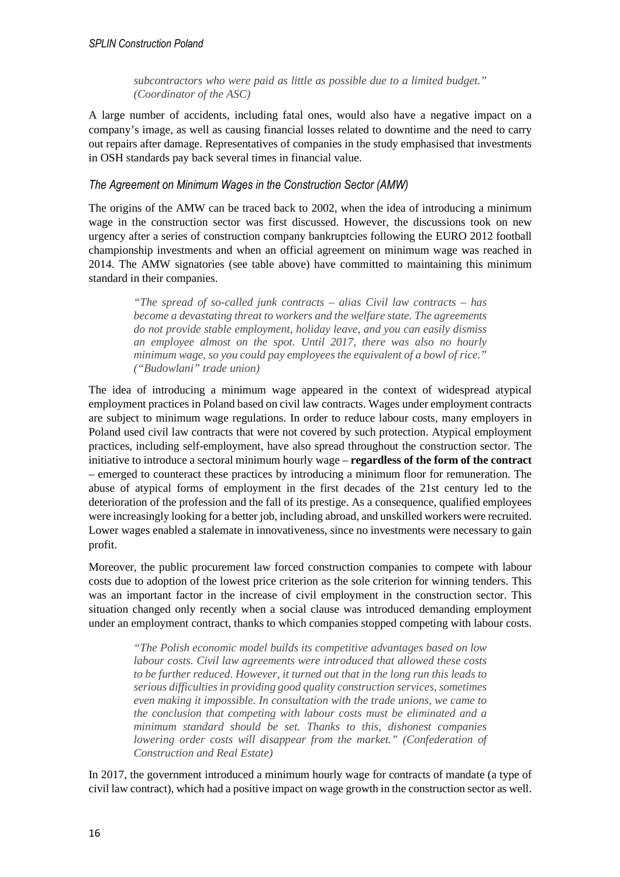> *subcontractors who were paid as little as possible due to a limited budget." (Coordinator of the ASC)*

A large number of accidents, including fatal ones, would also have a negative impact on a company's image, as well as causing financial losses related to downtime and the need to carry out repairs after damage. Representatives of companies in the study emphasised that investments in OSH standards pay back several times in financial value.

### *The Agreement on Minimum Wages in the Construction Sector (AMW)*

The origins of the AMW can be traced back to 2002, when the idea of introducing a minimum wage in the construction sector was first discussed. However, the discussions took on new urgency after a series of construction company bankruptcies following the EURO 2012 football championship investments and when an official agreement on minimum wage was reached in 2014. The AMW signatories (see table above) have committed to maintaining this minimum standard in their companies.

> *"The spread of so-called junk contracts – alias Civil law contracts – has become a devastating threat to workers and the welfare state. The agreements do not provide stable employment, holiday leave, and you can easily dismiss an employee almost on the spot. Until 2017, there was also no hourly minimum wage, so you could pay employees the equivalent of a bowl of rice." ("Budowlani" trade union)*

The idea of introducing a minimum wage appeared in the context of widespread atypical employment practices in Poland based on civil law contracts. Wages under employment contracts are subject to minimum wage regulations. In order to reduce labour costs, many employers in Poland used civil law contracts that were not covered by such protection. Atypical employment practices, including self-employment, have also spread throughout the construction sector. The initiative to introduce a sectoral minimum hourly wage – **regardless of the form of the contract** – emerged to counteract these practices by introducing a minimum floor for remuneration. The abuse of atypical forms of employment in the first decades of the 21st century led to the deterioration of the profession and the fall of its prestige. As a consequence, qualified employees were increasingly looking for a better job, including abroad, and unskilled workers were recruited. Lower wages enabled a stalemate in innovativeness, since no investments were necessary to gain profit.

Moreover, the public procurement law forced construction companies to compete with labour costs due to adoption of the lowest price criterion as the sole criterion for winning tenders. This was an important factor in the increase of civil employment in the construction sector. This situation changed only recently when a social clause was introduced demanding employment under an employment contract, thanks to which companies stopped competing with labour costs.

> *"The Polish economic model builds its competitive advantages based on low labour costs. Civil law agreements were introduced that allowed these costs to be further reduced. However, it turned out that in the long run this leads to serious difficulties in providing good quality construction services, sometimes even making it impossible. In consultation with the trade unions, we came to the conclusion that competing with labour costs must be eliminated and a minimum standard should be set. Thanks to this, dishonest companies lowering order costs will disappear from the market." (Confederation of Construction and Real Estate)*

In 2017, the government introduced a minimum hourly wage for contracts of mandate (a type of civil law contract), which had a positive impact on wage growth in the construction sector as well.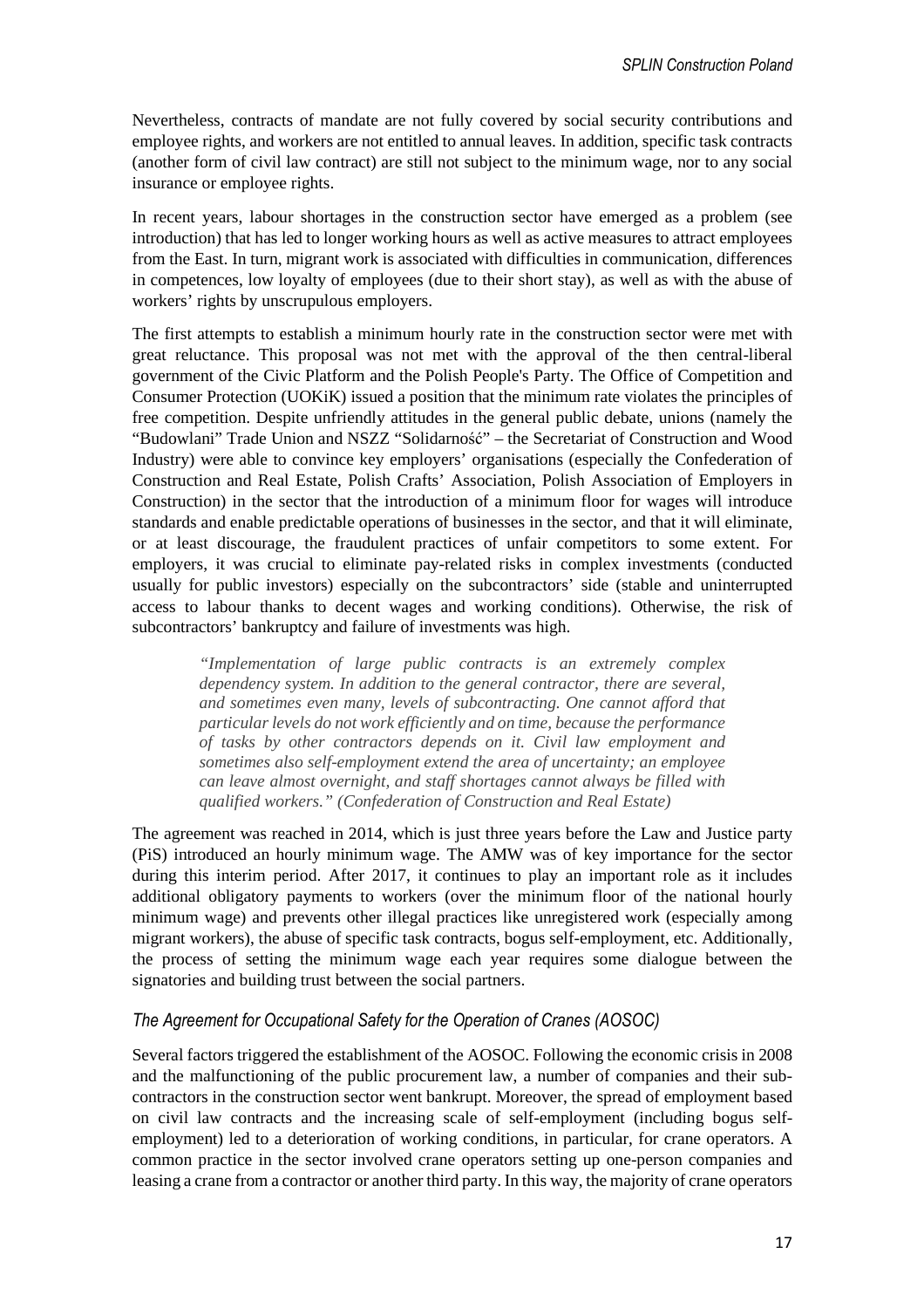Nevertheless, contracts of mandate are not fully covered by social security contributions and employee rights, and workers are not entitled to annual leaves. In addition, specific task contracts (another form of civil law contract) are still not subject to the minimum wage, nor to any social insurance or employee rights.

In recent years, labour shortages in the construction sector have emerged as a problem (see introduction) that has led to longer working hours as well as active measures to attract employees from the East. In turn, migrant work is associated with difficulties in communication, differences in competences, low loyalty of employees (due to their short stay), as well as with the abuse of workers' rights by unscrupulous employers.

The first attempts to establish a minimum hourly rate in the construction sector were met with great reluctance. This proposal was not met with the approval of the then central-liberal government of the Civic Platform and the Polish People's Party. The Office of Competition and Consumer Protection (UOKiK) issued a position that the minimum rate violates the principles of free competition. Despite unfriendly attitudes in the general public debate, unions (namely the "Budowlani" Trade Union and NSZZ "Solidarność" – the Secretariat of Construction and Wood Industry) were able to convince key employers' organisations (especially the Confederation of Construction and Real Estate, Polish Crafts' Association, Polish Association of Employers in Construction) in the sector that the introduction of a minimum floor for wages will introduce standards and enable predictable operations of businesses in the sector, and that it will eliminate, or at least discourage, the fraudulent practices of unfair competitors to some extent. For employers, it was crucial to eliminate pay-related risks in complex investments (conducted usually for public investors) especially on the subcontractors' side (stable and uninterrupted access to labour thanks to decent wages and working conditions). Otherwise, the risk of subcontractors' bankruptcy and failure of investments was high.

> *"Implementation of large public contracts is an extremely complex dependency system. In addition to the general contractor, there are several, and sometimes even many, levels of subcontracting. One cannot afford that particular levels do not work efficiently and on time, because the performance of tasks by other contractors depends on it. Civil law employment and sometimes also self-employment extend the area of uncertainty; an employee can leave almost overnight, and staff shortages cannot always be filled with qualified workers." (Confederation of Construction and Real Estate)*

The agreement was reached in 2014, which is just three years before the Law and Justice party (PiS) introduced an hourly minimum wage. The AMW was of key importance for the sector during this interim period. After 2017, it continues to play an important role as it includes additional obligatory payments to workers (over the minimum floor of the national hourly minimum wage) and prevents other illegal practices like unregistered work (especially among migrant workers), the abuse of specific task contracts, bogus self-employment, etc. Additionally, the process of setting the minimum wage each year requires some dialogue between the signatories and building trust between the social partners.

### *The Agreement for Occupational Safety for the Operation of Cranes (AOSOC)*

Several factors triggered the establishment of the AOSOC. Following the economic crisis in 2008 and the malfunctioning of the public procurement law, a number of companies and their sub-contractors in the construction sector went bankrupt. Moreover, the spread of employment based on civil law contracts and the increasing scale of self-employment (including bogus self-employment) led to a deterioration of working conditions, in particular, for crane operators. A common practice in the sector involved crane operators setting up one-person companies and leasing a crane from a contractor or another third party. In this way, the majority of crane operators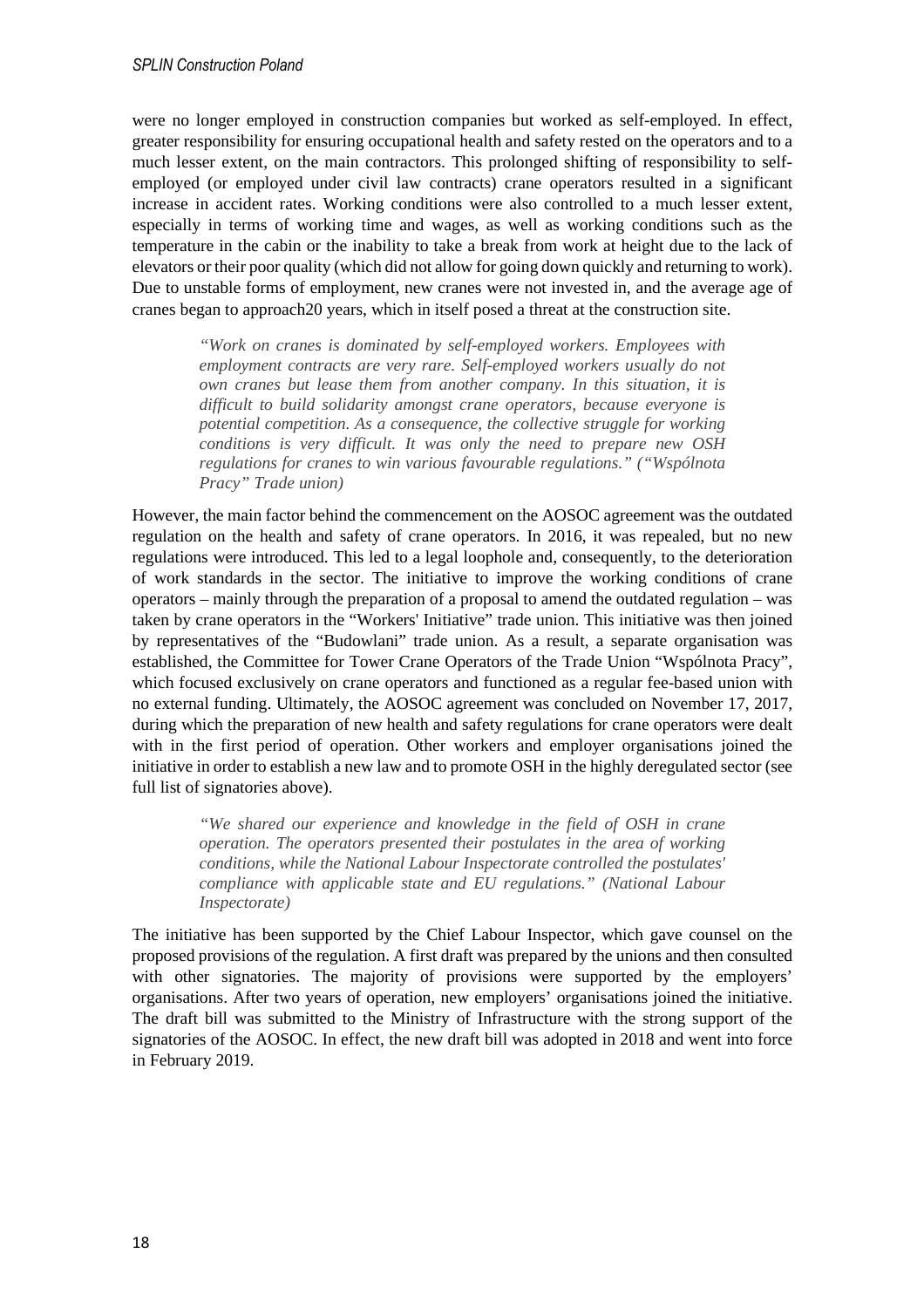were no longer employed in construction companies but worked as self-employed. In effect, greater responsibility for ensuring occupational health and safety rested on the operators and to a much lesser extent, on the main contractors. This prolonged shifting of responsibility to self-employed (or employed under civil law contracts) crane operators resulted in a significant increase in accident rates. Working conditions were also controlled to a much lesser extent, especially in terms of working time and wages, as well as working conditions such as the temperature in the cabin or the inability to take a break from work at height due to the lack of elevators or their poor quality (which did not allow for going down quickly and returning to work). Due to unstable forms of employment, new cranes were not invested in, and the average age of cranes began to approach20 years, which in itself posed a threat at the construction site.

> *"Work on cranes is dominated by self-employed workers. Employees with employment contracts are very rare. Self-employed workers usually do not own cranes but lease them from another company. In this situation, it is difficult to build solidarity amongst crane operators, because everyone is potential competition. As a consequence, the collective struggle for working conditions is very difficult. It was only the need to prepare new OSH regulations for cranes to win various favourable regulations." ("Wspólnota Pracy" Trade union)*

However, the main factor behind the commencement on the AOSOC agreement was the outdated regulation on the health and safety of crane operators. In 2016, it was repealed, but no new regulations were introduced. This led to a legal loophole and, consequently, to the deterioration of work standards in the sector. The initiative to improve the working conditions of crane operators – mainly through the preparation of a proposal to amend the outdated regulation – was taken by crane operators in the "Workers' Initiative" trade union. This initiative was then joined by representatives of the "Budowlani" trade union. As a result, a separate organisation was established, the Committee for Tower Crane Operators of the Trade Union "Wspólnota Pracy", which focused exclusively on crane operators and functioned as a regular fee-based union with no external funding. Ultimately, the AOSOC agreement was concluded on November 17, 2017, during which the preparation of new health and safety regulations for crane operators were dealt with in the first period of operation. Other workers and employer organisations joined the initiative in order to establish a new law and to promote OSH in the highly deregulated sector (see full list of signatories above).

> *"We shared our experience and knowledge in the field of OSH in crane operation. The operators presented their postulates in the area of working conditions, while the National Labour Inspectorate controlled the postulates' compliance with applicable state and EU regulations." (National Labour Inspectorate)*

The initiative has been supported by the Chief Labour Inspector, which gave counsel on the proposed provisions of the regulation. A first draft was prepared by the unions and then consulted with other signatories. The majority of provisions were supported by the employers' organisations. After two years of operation, new employers' organisations joined the initiative. The draft bill was submitted to the Ministry of Infrastructure with the strong support of the signatories of the AOSOC. In effect, the new draft bill was adopted in 2018 and went into force in February 2019.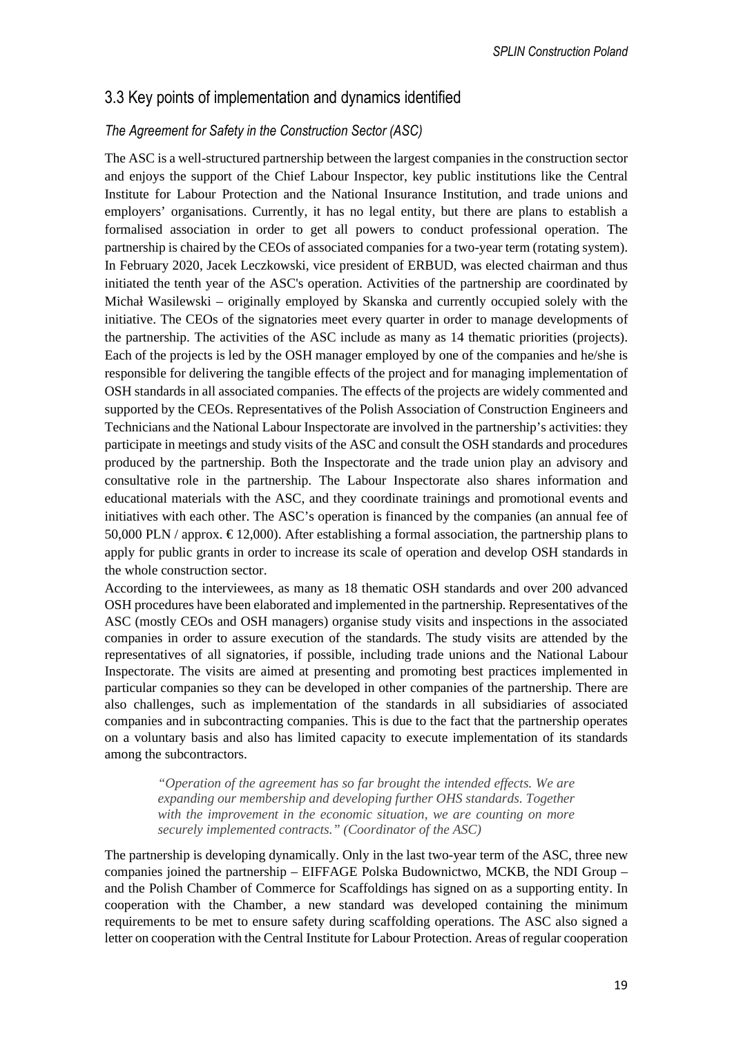## 3.3 Key points of implementation and dynamics identified

### *The Agreement for Safety in the Construction Sector (ASC)*

The ASC is a well-structured partnership between the largest companies in the construction sector and enjoys the support of the Chief Labour Inspector, key public institutions like the Central Institute for Labour Protection and the National Insurance Institution, and trade unions and employers' organisations. Currently, it has no legal entity, but there are plans to establish a formalised association in order to get all powers to conduct professional operation. The partnership is chaired by the CEOs of associated companies for a two-year term (rotating system). In February 2020, Jacek Leczkowski, vice president of ERBUD, was elected chairman and thus initiated the tenth year of the ASC's operation. Activities of the partnership are coordinated by Michał Wasilewski – originally employed by Skanska and currently occupied solely with the initiative. The CEOs of the signatories meet every quarter in order to manage developments of the partnership. The activities of the ASC include as many as 14 thematic priorities (projects). Each of the projects is led by the OSH manager employed by one of the companies and he/she is responsible for delivering the tangible effects of the project and for managing implementation of OSH standards in all associated companies. The effects of the projects are widely commented and supported by the CEOs. Representatives of the Polish Association of Construction Engineers and Technicians and the National Labour Inspectorate are involved in the partnership's activities: they participate in meetings and study visits of the ASC and consult the OSH standards and procedures produced by the partnership. Both the Inspectorate and the trade union play an advisory and consultative role in the partnership. The Labour Inspectorate also shares information and educational materials with the ASC, and they coordinate trainings and promotional events and initiatives with each other. The ASC's operation is financed by the companies (an annual fee of 50,000 PLN / approx. € 12,000). After establishing a formal association, the partnership plans to apply for public grants in order to increase its scale of operation and develop OSH standards in the whole construction sector.

According to the interviewees, as many as 18 thematic OSH standards and over 200 advanced OSH procedures have been elaborated and implemented in the partnership. Representatives of the ASC (mostly CEOs and OSH managers) organise study visits and inspections in the associated companies in order to assure execution of the standards. The study visits are attended by the representatives of all signatories, if possible, including trade unions and the National Labour Inspectorate. The visits are aimed at presenting and promoting best practices implemented in particular companies so they can be developed in other companies of the partnership. There are also challenges, such as implementation of the standards in all subsidiaries of associated companies and in subcontracting companies. This is due to the fact that the partnership operates on a voluntary basis and also has limited capacity to execute implementation of its standards among the subcontractors.

> *"Operation of the agreement has so far brought the intended effects. We are expanding our membership and developing further OHS standards. Together with the improvement in the economic situation, we are counting on more securely implemented contracts." (Coordinator of the ASC)*

The partnership is developing dynamically. Only in the last two-year term of the ASC, three new companies joined the partnership – EIFFAGE Polska Budownictwo, MCKB, the NDI Group – and the Polish Chamber of Commerce for Scaffoldings has signed on as a supporting entity. In cooperation with the Chamber, a new standard was developed containing the minimum requirements to be met to ensure safety during scaffolding operations. The ASC also signed a letter on cooperation with the Central Institute for Labour Protection. Areas of regular cooperation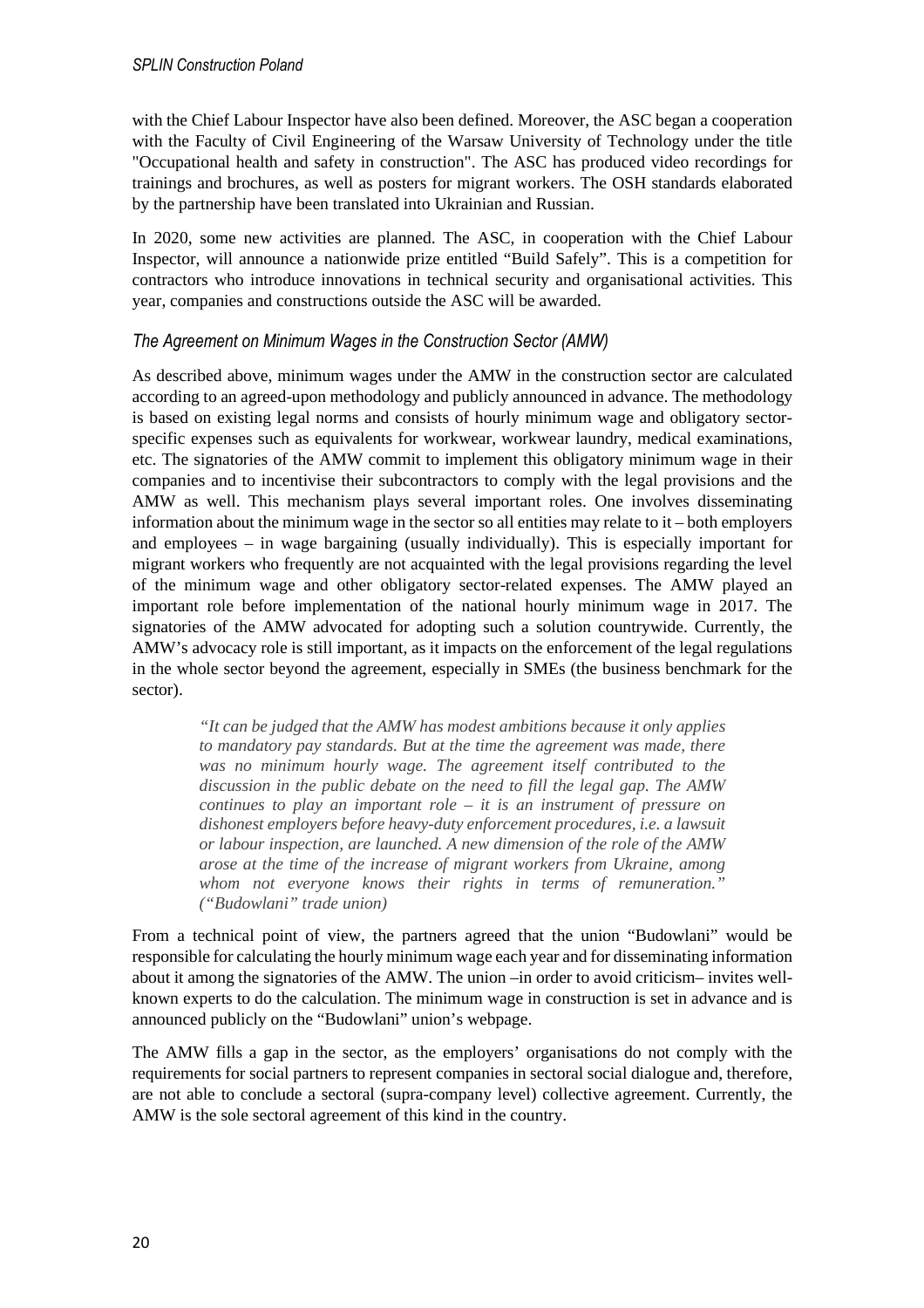with the Chief Labour Inspector have also been defined. Moreover, the ASC began a cooperation with the Faculty of Civil Engineering of the Warsaw University of Technology under the title "Occupational health and safety in construction". The ASC has produced video recordings for trainings and brochures, as well as posters for migrant workers. The OSH standards elaborated by the partnership have been translated into Ukrainian and Russian.

In 2020, some new activities are planned. The ASC, in cooperation with the Chief Labour Inspector, will announce a nationwide prize entitled "Build Safely". This is a competition for contractors who introduce innovations in technical security and organisational activities. This year, companies and constructions outside the ASC will be awarded.

### *The Agreement on Minimum Wages in the Construction Sector (AMW)*

As described above, minimum wages under the AMW in the construction sector are calculated according to an agreed-upon methodology and publicly announced in advance. The methodology is based on existing legal norms and consists of hourly minimum wage and obligatory sector-specific expenses such as equivalents for workwear, workwear laundry, medical examinations, etc. The signatories of the AMW commit to implement this obligatory minimum wage in their companies and to incentivise their subcontractors to comply with the legal provisions and the AMW as well. This mechanism plays several important roles. One involves disseminating information about the minimum wage in the sector so all entities may relate to it – both employers and employees – in wage bargaining (usually individually). This is especially important for migrant workers who frequently are not acquainted with the legal provisions regarding the level of the minimum wage and other obligatory sector-related expenses. The AMW played an important role before implementation of the national hourly minimum wage in 2017. The signatories of the AMW advocated for adopting such a solution countrywide. Currently, the AMW's advocacy role is still important, as it impacts on the enforcement of the legal regulations in the whole sector beyond the agreement, especially in SMEs (the business benchmark for the sector).

> *"It can be judged that the AMW has modest ambitions because it only applies to mandatory pay standards. But at the time the agreement was made, there was no minimum hourly wage. The agreement itself contributed to the discussion in the public debate on the need to fill the legal gap. The AMW continues to play an important role – it is an instrument of pressure on dishonest employers before heavy-duty enforcement procedures, i.e. a lawsuit or labour inspection, are launched. A new dimension of the role of the AMW arose at the time of the increase of migrant workers from Ukraine, among whom not everyone knows their rights in terms of remuneration." ("Budowlani" trade union)*

From a technical point of view, the partners agreed that the union "Budowlani" would be responsible for calculating the hourly minimum wage each year and for disseminating information about it among the signatories of the AMW. The union –in order to avoid criticism– invites well-known experts to do the calculation. The minimum wage in construction is set in advance and is announced publicly on the "Budowlani" union's webpage.

The AMW fills a gap in the sector, as the employers' organisations do not comply with the requirements for social partners to represent companies in sectoral social dialogue and, therefore, are not able to conclude a sectoral (supra-company level) collective agreement. Currently, the AMW is the sole sectoral agreement of this kind in the country.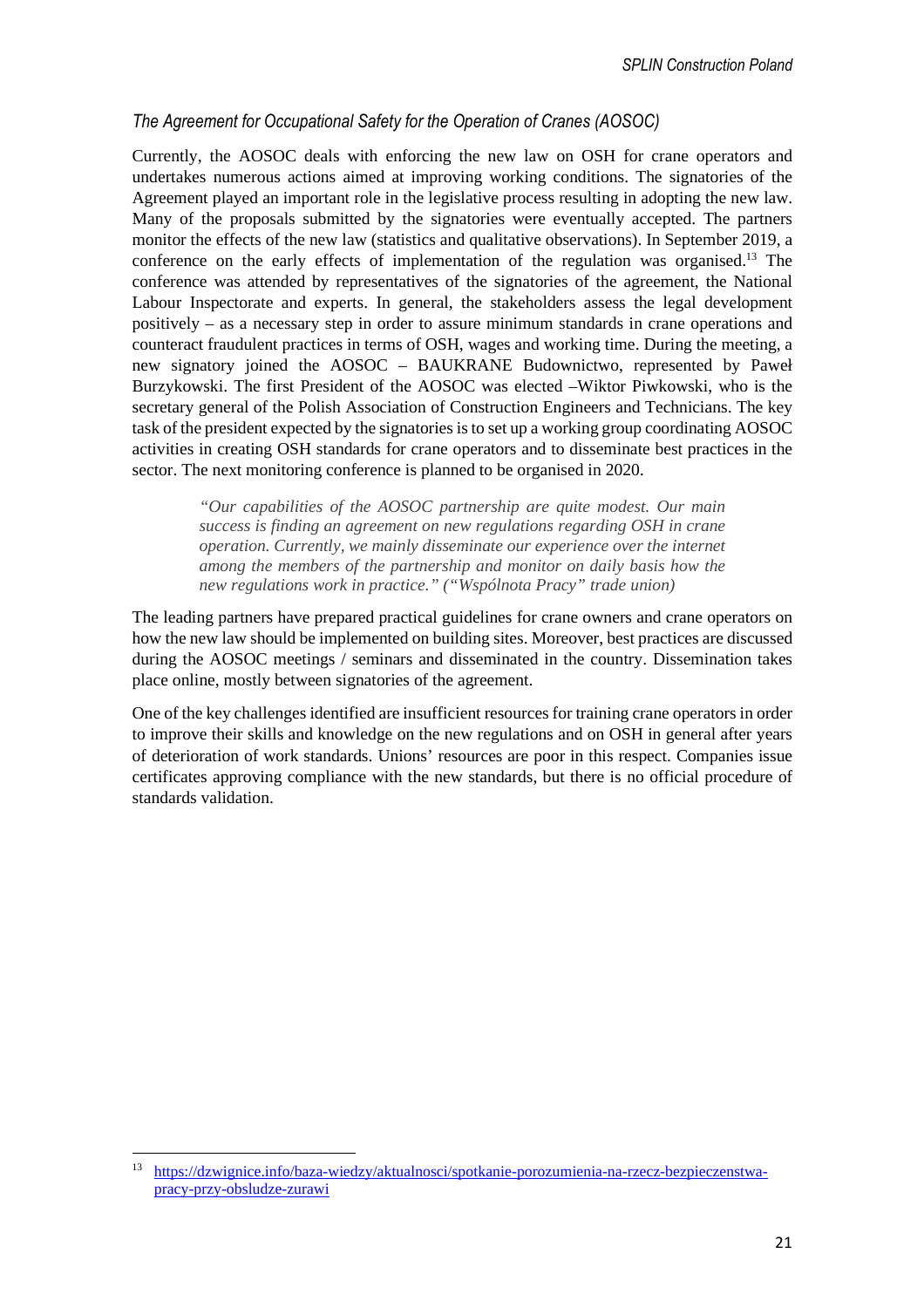### *The Agreement for Occupational Safety for the Operation of Cranes (AOSOC)*

Currently, the AOSOC deals with enforcing the new law on OSH for crane operators and undertakes numerous actions aimed at improving working conditions. The signatories of the Agreement played an important role in the legislative process resulting in adopting the new law. Many of the proposals submitted by the signatories were eventually accepted. The partners monitor the effects of the new law (statistics and qualitative observations). In September 2019, a conference on the early effects of implementation of the regulation was organised.[13] The conference was attended by representatives of the signatories of the agreement, the National Labour Inspectorate and experts. In general, the stakeholders assess the legal development positively – as a necessary step in order to assure minimum standards in crane operations and counteract fraudulent practices in terms of OSH, wages and working time. During the meeting, a new signatory joined the AOSOC – BAUKRANE Budownictwo, represented by Paweł Burzykowski. The first President of the AOSOC was elected –Wiktor Piwkowski, who is the secretary general of the Polish Association of Construction Engineers and Technicians. The key task of the president expected by the signatories is to set up a working group coordinating AOSOC activities in creating OSH standards for crane operators and to disseminate best practices in the sector. The next monitoring conference is planned to be organised in 2020.

> *"Our capabilities of the AOSOC partnership are quite modest. Our main success is finding an agreement on new regulations regarding OSH in crane operation. Currently, we mainly disseminate our experience over the internet among the members of the partnership and monitor on daily basis how the new regulations work in practice." ("Wspólnota Pracy" trade union)*

The leading partners have prepared practical guidelines for crane owners and crane operators on how the new law should be implemented on building sites. Moreover, best practices are discussed during the AOSOC meetings / seminars and disseminated in the country. Dissemination takes place online, mostly between signatories of the agreement.

One of the key challenges identified are insufficient resources for training crane operators in order to improve their skills and knowledge on the new regulations and on OSH in general after years of deterioration of work standards. Unions' resources are poor in this respect. Companies issue certificates approving compliance with the new standards, but there is no official procedure of standards validation.

---

[13] https://dzwignice.info/baza-wiedzy/aktualnosci/spotkanie-porozumienia-na-rzecz-bezpieczenstwa-pracy-przy-obsludze-zurawi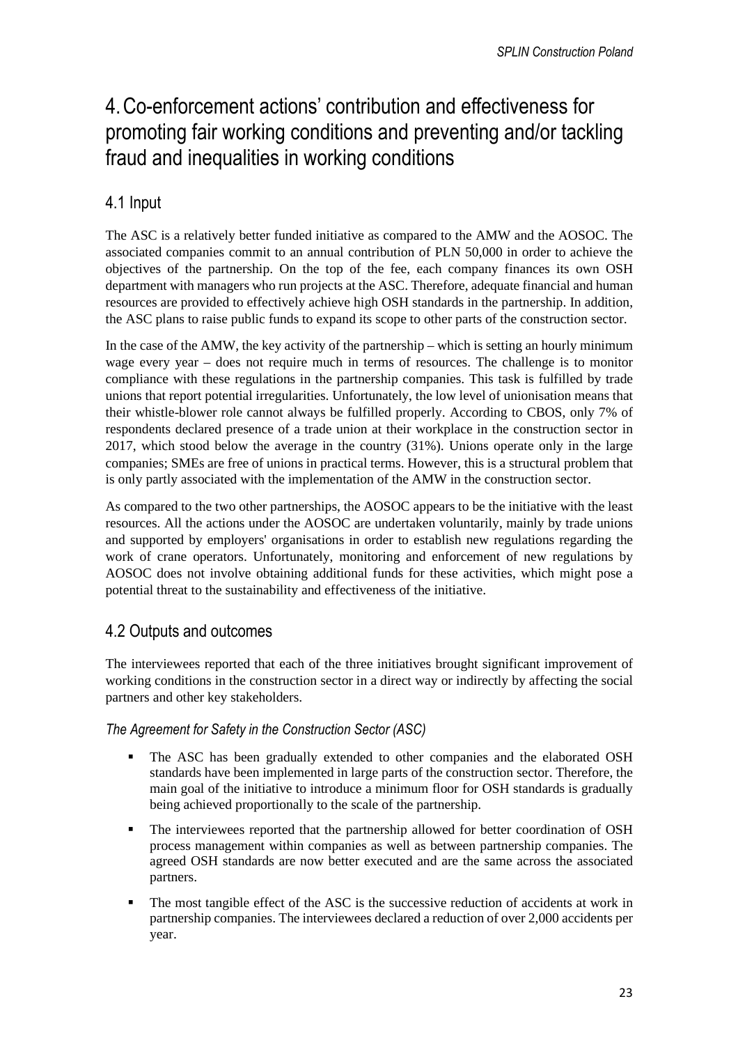# 4. Co-enforcement actions' contribution and effectiveness for promoting fair working conditions and preventing and/or tackling fraud and inequalities in working conditions

## 4.1 Input

The ASC is a relatively better funded initiative as compared to the AMW and the AOSOC. The associated companies commit to an annual contribution of PLN 50,000 in order to achieve the objectives of the partnership. On the top of the fee, each company finances its own OSH department with managers who run projects at the ASC. Therefore, adequate financial and human resources are provided to effectively achieve high OSH standards in the partnership. In addition, the ASC plans to raise public funds to expand its scope to other parts of the construction sector.

In the case of the AMW, the key activity of the partnership – which is setting an hourly minimum wage every year – does not require much in terms of resources. The challenge is to monitor compliance with these regulations in the partnership companies. This task is fulfilled by trade unions that report potential irregularities. Unfortunately, the low level of unionisation means that their whistle-blower role cannot always be fulfilled properly. According to CBOS, only 7% of respondents declared presence of a trade union at their workplace in the construction sector in 2017, which stood below the average in the country (31%). Unions operate only in the large companies; SMEs are free of unions in practical terms. However, this is a structural problem that is only partly associated with the implementation of the AMW in the construction sector.

As compared to the two other partnerships, the AOSOC appears to be the initiative with the least resources. All the actions under the AOSOC are undertaken voluntarily, mainly by trade unions and supported by employers' organisations in order to establish new regulations regarding the work of crane operators. Unfortunately, monitoring and enforcement of new regulations by AOSOC does not involve obtaining additional funds for these activities, which might pose a potential threat to the sustainability and effectiveness of the initiative.

## 4.2 Outputs and outcomes

The interviewees reported that each of the three initiatives brought significant improvement of working conditions in the construction sector in a direct way or indirectly by affecting the social partners and other key stakeholders.

*The Agreement for Safety in the Construction Sector (ASC)*

- The ASC has been gradually extended to other companies and the elaborated OSH standards have been implemented in large parts of the construction sector. Therefore, the main goal of the initiative to introduce a minimum floor for OSH standards is gradually being achieved proportionally to the scale of the partnership.
- The interviewees reported that the partnership allowed for better coordination of OSH process management within companies as well as between partnership companies. The agreed OSH standards are now better executed and are the same across the associated partners.
- The most tangible effect of the ASC is the successive reduction of accidents at work in partnership companies. The interviewees declared a reduction of over 2,000 accidents per year.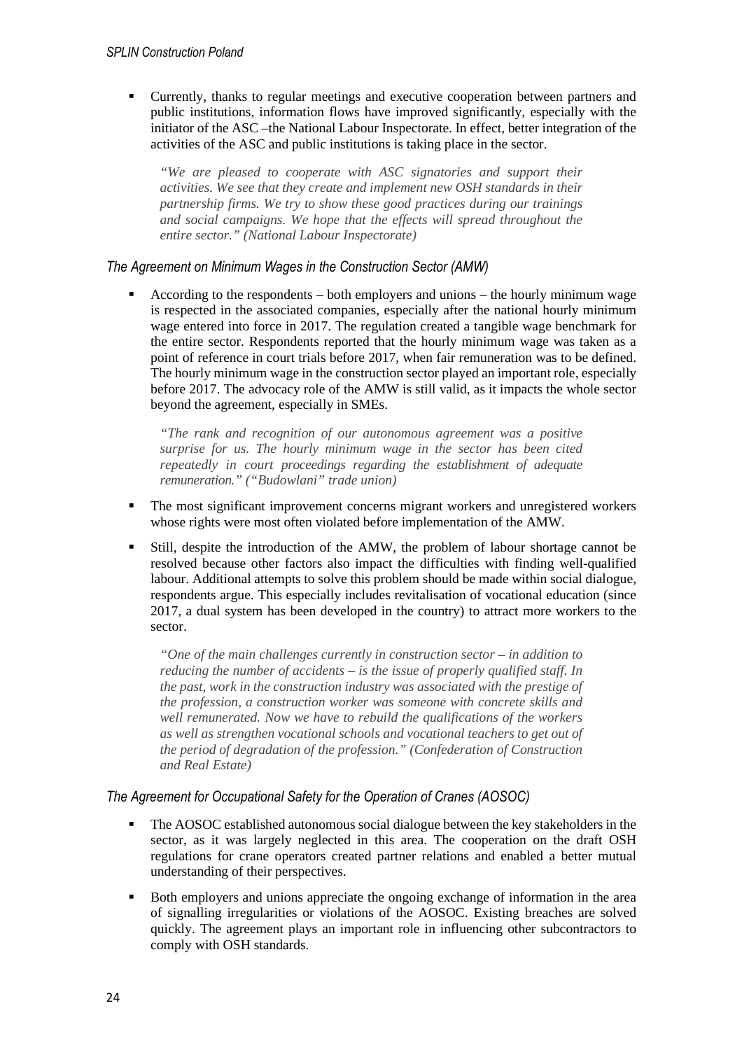- Currently, thanks to regular meetings and executive cooperation between partners and public institutions, information flows have improved significantly, especially with the initiator of the ASC –the National Labour Inspectorate. In effect, better integration of the activities of the ASC and public institutions is taking place in the sector.

  *"We are pleased to cooperate with ASC signatories and support their activities. We see that they create and implement new OSH standards in their partnership firms. We try to show these good practices during our trainings and social campaigns. We hope that the effects will spread throughout the entire sector." (National Labour Inspectorate)*

### *The Agreement on Minimum Wages in the Construction Sector (AMW)*

- According to the respondents – both employers and unions – the hourly minimum wage is respected in the associated companies, especially after the national hourly minimum wage entered into force in 2017. The regulation created a tangible wage benchmark for the entire sector. Respondents reported that the hourly minimum wage was taken as a point of reference in court trials before 2017, when fair remuneration was to be defined. The hourly minimum wage in the construction sector played an important role, especially before 2017. The advocacy role of the AMW is still valid, as it impacts the whole sector beyond the agreement, especially in SMEs.

  *"The rank and recognition of our autonomous agreement was a positive surprise for us. The hourly minimum wage in the sector has been cited repeatedly in court proceedings regarding the establishment of adequate remuneration." ("Budowlani" trade union)*

- The most significant improvement concerns migrant workers and unregistered workers whose rights were most often violated before implementation of the AMW.
- Still, despite the introduction of the AMW, the problem of labour shortage cannot be resolved because other factors also impact the difficulties with finding well-qualified labour. Additional attempts to solve this problem should be made within social dialogue, respondents argue. This especially includes revitalisation of vocational education (since 2017, a dual system has been developed in the country) to attract more workers to the sector.

  *"One of the main challenges currently in construction sector – in addition to reducing the number of accidents – is the issue of properly qualified staff. In the past, work in the construction industry was associated with the prestige of the profession, a construction worker was someone with concrete skills and well remunerated. Now we have to rebuild the qualifications of the workers as well as strengthen vocational schools and vocational teachers to get out of the period of degradation of the profession." (Confederation of Construction and Real Estate)*

### *The Agreement for Occupational Safety for the Operation of Cranes (AOSOC)*

- The AOSOC established autonomous social dialogue between the key stakeholders in the sector, as it was largely neglected in this area. The cooperation on the draft OSH regulations for crane operators created partner relations and enabled a better mutual understanding of their perspectives.
- Both employers and unions appreciate the ongoing exchange of information in the area of signalling irregularities or violations of the AOSOC. Existing breaches are solved quickly. The agreement plays an important role in influencing other subcontractors to comply with OSH standards.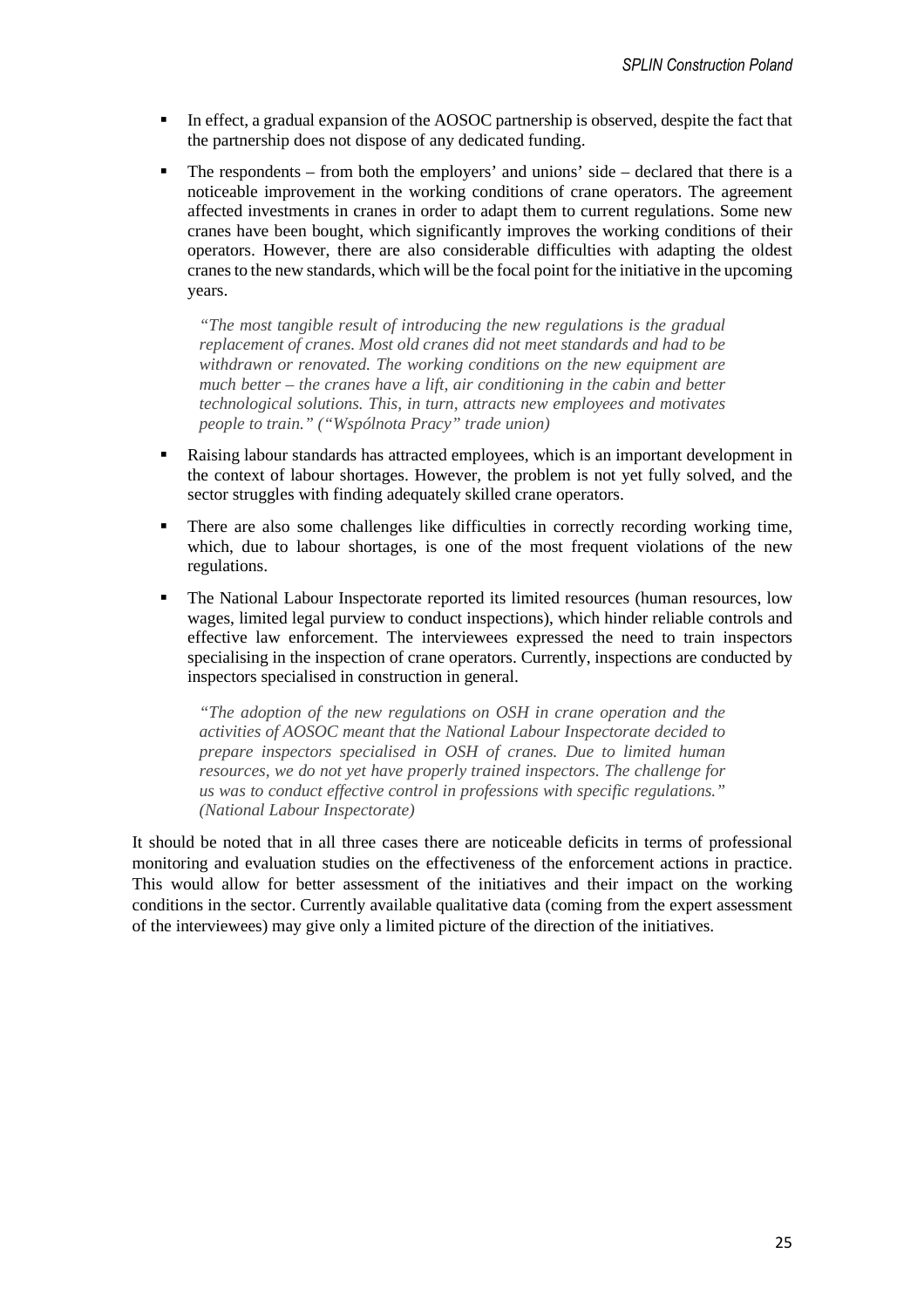- In effect, a gradual expansion of the AOSOC partnership is observed, despite the fact that the partnership does not dispose of any dedicated funding.
- The respondents – from both the employers' and unions' side – declared that there is a noticeable improvement in the working conditions of crane operators. The agreement affected investments in cranes in order to adapt them to current regulations. Some new cranes have been bought, which significantly improves the working conditions of their operators. However, there are also considerable difficulties with adapting the oldest cranes to the new standards, which will be the focal point for the initiative in the upcoming years.

  > *"The most tangible result of introducing the new regulations is the gradual replacement of cranes. Most old cranes did not meet standards and had to be withdrawn or renovated. The working conditions on the new equipment are much better – the cranes have a lift, air conditioning in the cabin and better technological solutions. This, in turn, attracts new employees and motivates people to train." ("Wspólnota Pracy" trade union)*

- Raising labour standards has attracted employees, which is an important development in the context of labour shortages. However, the problem is not yet fully solved, and the sector struggles with finding adequately skilled crane operators.
- There are also some challenges like difficulties in correctly recording working time, which, due to labour shortages, is one of the most frequent violations of the new regulations.
- The National Labour Inspectorate reported its limited resources (human resources, low wages, limited legal purview to conduct inspections), which hinder reliable controls and effective law enforcement. The interviewees expressed the need to train inspectors specialising in the inspection of crane operators. Currently, inspections are conducted by inspectors specialised in construction in general.

  > *"The adoption of the new regulations on OSH in crane operation and the activities of AOSOC meant that the National Labour Inspectorate decided to prepare inspectors specialised in OSH of cranes. Due to limited human resources, we do not yet have properly trained inspectors. The challenge for us was to conduct effective control in professions with specific regulations." (National Labour Inspectorate)*

It should be noted that in all three cases there are noticeable deficits in terms of professional monitoring and evaluation studies on the effectiveness of the enforcement actions in practice. This would allow for better assessment of the initiatives and their impact on the working conditions in the sector. Currently available qualitative data (coming from the expert assessment of the interviewees) may give only a limited picture of the direction of the initiatives.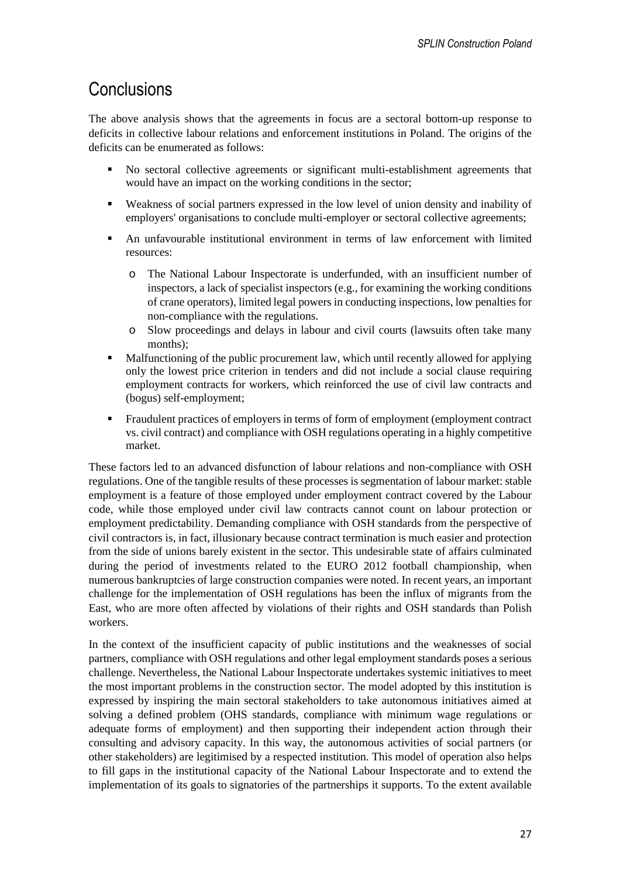# Conclusions

The above analysis shows that the agreements in focus are a sectoral bottom-up response to deficits in collective labour relations and enforcement institutions in Poland. The origins of the deficits can be enumerated as follows:

- No sectoral collective agreements or significant multi-establishment agreements that would have an impact on the working conditions in the sector;
- Weakness of social partners expressed in the low level of union density and inability of employers' organisations to conclude multi-employer or sectoral collective agreements;
- An unfavourable institutional environment in terms of law enforcement with limited resources:
  - The National Labour Inspectorate is underfunded, with an insufficient number of inspectors, a lack of specialist inspectors (e.g., for examining the working conditions of crane operators), limited legal powers in conducting inspections, low penalties for non-compliance with the regulations.
  - Slow proceedings and delays in labour and civil courts (lawsuits often take many months);
- Malfunctioning of the public procurement law, which until recently allowed for applying only the lowest price criterion in tenders and did not include a social clause requiring employment contracts for workers, which reinforced the use of civil law contracts and (bogus) self-employment;
- Fraudulent practices of employers in terms of form of employment (employment contract vs. civil contract) and compliance with OSH regulations operating in a highly competitive market.

These factors led to an advanced disfunction of labour relations and non-compliance with OSH regulations. One of the tangible results of these processes is segmentation of labour market: stable employment is a feature of those employed under employment contract covered by the Labour code, while those employed under civil law contracts cannot count on labour protection or employment predictability. Demanding compliance with OSH standards from the perspective of civil contractors is, in fact, illusionary because contract termination is much easier and protection from the side of unions barely existent in the sector. This undesirable state of affairs culminated during the period of investments related to the EURO 2012 football championship, when numerous bankruptcies of large construction companies were noted. In recent years, an important challenge for the implementation of OSH regulations has been the influx of migrants from the East, who are more often affected by violations of their rights and OSH standards than Polish workers.

In the context of the insufficient capacity of public institutions and the weaknesses of social partners, compliance with OSH regulations and other legal employment standards poses a serious challenge. Nevertheless, the National Labour Inspectorate undertakes systemic initiatives to meet the most important problems in the construction sector. The model adopted by this institution is expressed by inspiring the main sectoral stakeholders to take autonomous initiatives aimed at solving a defined problem (OHS standards, compliance with minimum wage regulations or adequate forms of employment) and then supporting their independent action through their consulting and advisory capacity. In this way, the autonomous activities of social partners (or other stakeholders) are legitimised by a respected institution. This model of operation also helps to fill gaps in the institutional capacity of the National Labour Inspectorate and to extend the implementation of its goals to signatories of the partnerships it supports. To the extent available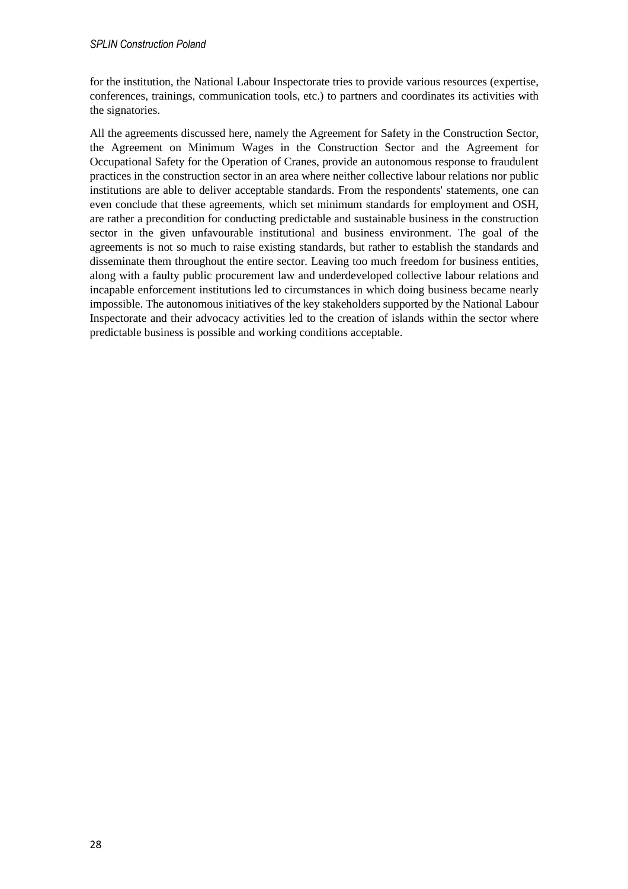for the institution, the National Labour Inspectorate tries to provide various resources (expertise, conferences, trainings, communication tools, etc.) to partners and coordinates its activities with the signatories.

All the agreements discussed here, namely the Agreement for Safety in the Construction Sector, the Agreement on Minimum Wages in the Construction Sector and the Agreement for Occupational Safety for the Operation of Cranes, provide an autonomous response to fraudulent practices in the construction sector in an area where neither collective labour relations nor public institutions are able to deliver acceptable standards. From the respondents' statements, one can even conclude that these agreements, which set minimum standards for employment and OSH, are rather a precondition for conducting predictable and sustainable business in the construction sector in the given unfavourable institutional and business environment. The goal of the agreements is not so much to raise existing standards, but rather to establish the standards and disseminate them throughout the entire sector. Leaving too much freedom for business entities, along with a faulty public procurement law and underdeveloped collective labour relations and incapable enforcement institutions led to circumstances in which doing business became nearly impossible. The autonomous initiatives of the key stakeholders supported by the National Labour Inspectorate and their advocacy activities led to the creation of islands within the sector where predictable business is possible and working conditions acceptable.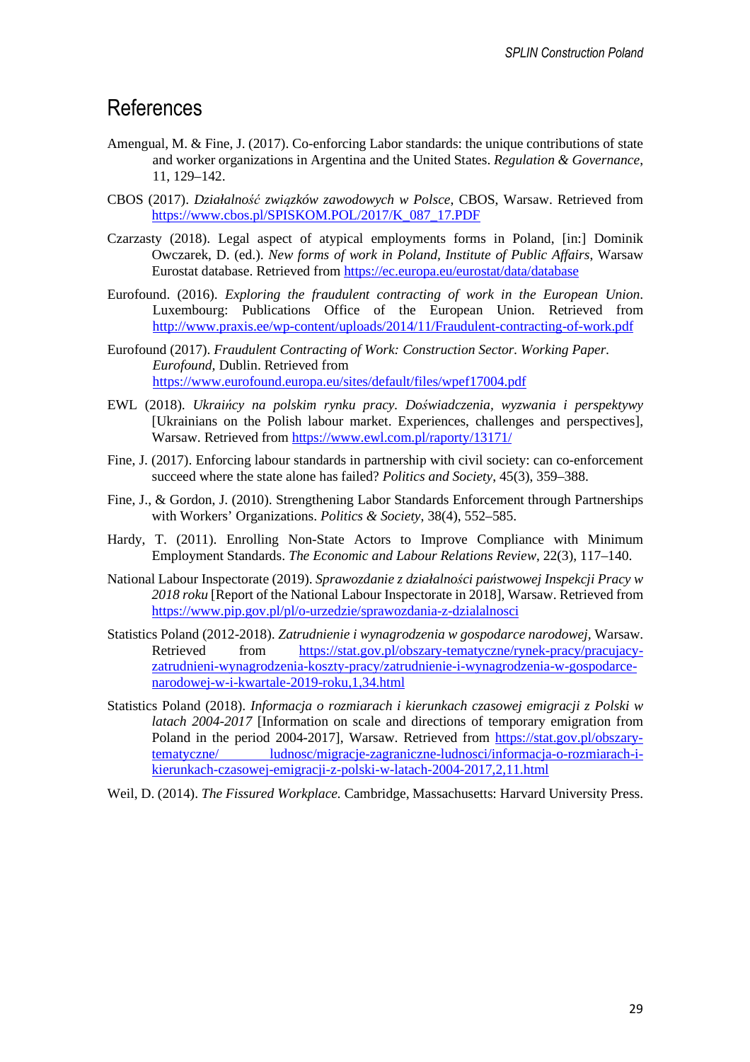# References

Amengual, M. & Fine, J. (2017). Co-enforcing Labor standards: the unique contributions of state and worker organizations in Argentina and the United States. *Regulation & Governance*, 11, 129–142.

CBOS (2017). *Działalność związków zawodowych w Polsce*, CBOS, Warsaw. Retrieved from https://www.cbos.pl/SPISKOM.POL/2017/K_087_17.PDF

Czarzasty (2018). Legal aspect of atypical employments forms in Poland, [in:] Dominik Owczarek, D. (ed.). *New forms of work in Poland, Institute of Public Affairs*, Warsaw Eurostat database. Retrieved from https://ec.europa.eu/eurostat/data/database

Eurofound. (2016). *Exploring the fraudulent contracting of work in the European Union*. Luxembourg: Publications Office of the European Union. Retrieved from http://www.praxis.ee/wp-content/uploads/2014/11/Fraudulent-contracting-of-work.pdf

Eurofound (2017). *Fraudulent Contracting of Work: Construction Sector. Working Paper. Eurofound,* Dublin. Retrieved from https://www.eurofound.europa.eu/sites/default/files/wpef17004.pdf

EWL (2018). *Ukraińcy na polskim rynku pracy. Doświadczenia, wyzwania i perspektywy* [Ukrainians on the Polish labour market. Experiences, challenges and perspectives], Warsaw. Retrieved from https://www.ewl.com.pl/raporty/13171/

Fine, J. (2017). Enforcing labour standards in partnership with civil society: can co-enforcement succeed where the state alone has failed? *Politics and Society*, 45(3), 359–388.

Fine, J., & Gordon, J. (2010). Strengthening Labor Standards Enforcement through Partnerships with Workers' Organizations. *Politics & Society*, 38(4), 552–585.

Hardy, T. (2011). Enrolling Non-State Actors to Improve Compliance with Minimum Employment Standards. *The Economic and Labour Relations Review*, 22(3), 117–140.

National Labour Inspectorate (2019). *Sprawozdanie z działalności państwowej Inspekcji Pracy w 2018 roku* [Report of the National Labour Inspectorate in 2018], Warsaw. Retrieved from https://www.pip.gov.pl/pl/o-urzedzie/sprawozdania-z-dzialalnosci

Statistics Poland (2012-2018). *Zatrudnienie i wynagrodzenia w gospodarce narodowej,* Warsaw. Retrieved from https://stat.gov.pl/obszary-tematyczne/rynek-pracy/pracujacy-zatrudnieni-wynagrodzenia-koszty-pracy/zatrudnienie-i-wynagrodzenia-w-gospodarce-narodowej-w-i-kwartale-2019-roku,1,34.html

Statistics Poland (2018). *Informacja o rozmiarach i kierunkach czasowej emigracji z Polski w latach 2004-2017* [Information on scale and directions of temporary emigration from Poland in the period 2004-2017], Warsaw. Retrieved from https://stat.gov.pl/obszary-tematyczne/ludnosc/migracje-zagraniczne-ludnosci/informacja-o-rozmiarach-i-kierunkach-czasowej-emigracji-z-polski-w-latach-2004-2017,2,11.html

Weil, D. (2014). *The Fissured Workplace.* Cambridge, Massachusetts: Harvard University Press.